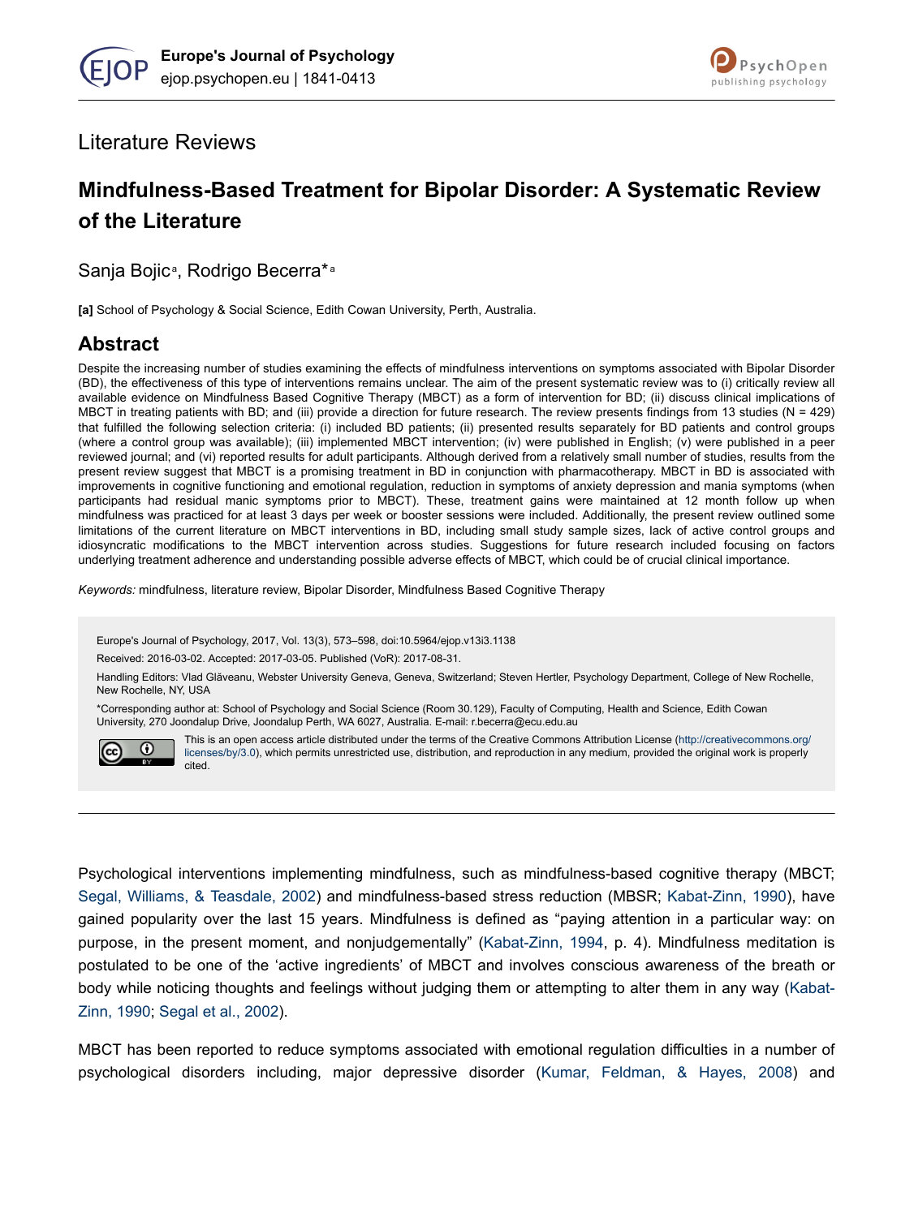Literature Reviews

# Mindfulness-Based Treatment for Bipolar Disorder: A Systematic Review of the Literature

Sanja Bojic[a], Rodrigo Becerra*[a]

**[a]** School of Psychology & Social Science, Edith Cowan University, Perth, Australia.

## Abstract

Despite the increasing number of studies examining the effects of mindfulness interventions on symptoms associated with Bipolar Disorder (BD), the effectiveness of this type of interventions remains unclear. The aim of the present systematic review was to (i) critically review all available evidence on Mindfulness Based Cognitive Therapy (MBCT) as a form of intervention for BD; (ii) discuss clinical implications of MBCT in treating patients with BD; and (iii) provide a direction for future research. The review presents findings from 13 studies (N = 429) that fulfilled the following selection criteria: (i) included BD patients; (ii) presented results separately for BD patients and control groups (where a control group was available); (iii) implemented MBCT intervention; (iv) were published in English; (v) were published in a peer reviewed journal; and (vi) reported results for adult participants. Although derived from a relatively small number of studies, results from the present review suggest that MBCT is a promising treatment in BD in conjunction with pharmacotherapy. MBCT in BD is associated with improvements in cognitive functioning and emotional regulation, reduction in symptoms of anxiety depression and mania symptoms (when participants had residual manic symptoms prior to MBCT). These, treatment gains were maintained at 12 month follow up when mindfulness was practiced for at least 3 days per week or booster sessions were included. Additionally, the present review outlined some limitations of the current literature on MBCT interventions in BD, including small study sample sizes, lack of active control groups and idiosyncratic modifications to the MBCT intervention across studies. Suggestions for future research included focusing on factors underlying treatment adherence and understanding possible adverse effects of MBCT, which could be of crucial clinical importance.

*Keywords:* mindfulness, literature review, Bipolar Disorder, Mindfulness Based Cognitive Therapy

Europe's Journal of Psychology, 2017, Vol. 13(3), 573–598, doi:10.5964/ejop.v13i3.1138

Received: 2016-03-02. Accepted: 2017-03-05. Published (VoR): 2017-08-31.

Handling Editors: Vlad Glăveanu, Webster University Geneva, Geneva, Switzerland; Steven Hertler, Psychology Department, College of New Rochelle, New Rochelle, NY, USA

*Corresponding author at: School of Psychology and Social Science (Room 30.129), Faculty of Computing, Health and Science, Edith Cowan University, 270 Joondalup Drive, Joondalup Perth, WA 6027, Australia. E-mail: r.becerra@ecu.edu.au

This is an open access article distributed under the terms of the Creative Commons Attribution License (http://creativecommons.org/licenses/by/3.0), which permits unrestricted use, distribution, and reproduction in any medium, provided the original work is properly cited.

---

Psychological interventions implementing mindfulness, such as mindfulness-based cognitive therapy (MBCT; Segal, Williams, & Teasdale, 2002) and mindfulness-based stress reduction (MBSR; Kabat-Zinn, 1990), have gained popularity over the last 15 years. Mindfulness is defined as “paying attention in a particular way: on purpose, in the present moment, and nonjudgementally” (Kabat-Zinn, 1994, p. 4). Mindfulness meditation is postulated to be one of the ‘active ingredients’ of MBCT and involves conscious awareness of the breath or body while noticing thoughts and feelings without judging them or attempting to alter them in any way (Kabat-Zinn, 1990; Segal et al., 2002).

MBCT has been reported to reduce symptoms associated with emotional regulation difficulties in a number of psychological disorders including, major depressive disorder (Kumar, Feldman, & Hayes, 2008) and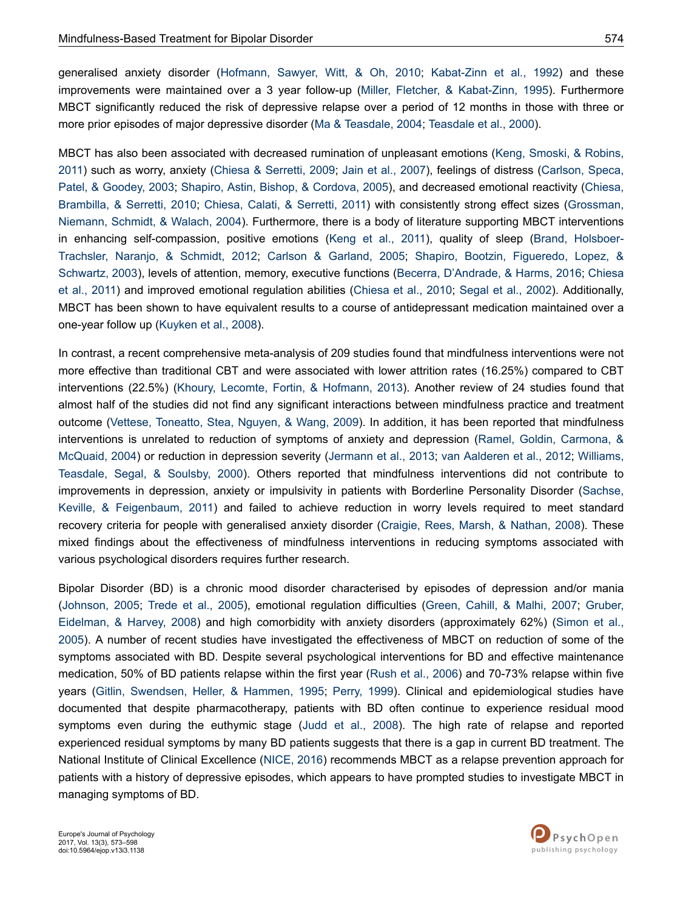generalised anxiety disorder (Hofmann, Sawyer, Witt, & Oh, 2010; Kabat-Zinn et al., 1992) and these improvements were maintained over a 3 year follow-up (Miller, Fletcher, & Kabat-Zinn, 1995). Furthermore MBCT significantly reduced the risk of depressive relapse over a period of 12 months in those with three or more prior episodes of major depressive disorder (Ma & Teasdale, 2004; Teasdale et al., 2000).

MBCT has also been associated with decreased rumination of unpleasant emotions (Keng, Smoski, & Robins, 2011) such as worry, anxiety (Chiesa & Serretti, 2009; Jain et al., 2007), feelings of distress (Carlson, Speca, Patel, & Goodey, 2003; Shapiro, Astin, Bishop, & Cordova, 2005), and decreased emotional reactivity (Chiesa, Brambilla, & Serretti, 2010; Chiesa, Calati, & Serretti, 2011) with consistently strong effect sizes (Grossman, Niemann, Schmidt, & Walach, 2004). Furthermore, there is a body of literature supporting MBCT interventions in enhancing self-compassion, positive emotions (Keng et al., 2011), quality of sleep (Brand, Holsboer-Trachsler, Naranjo, & Schmidt, 2012; Carlson & Garland, 2005; Shapiro, Bootzin, Figueredo, Lopez, & Schwartz, 2003), levels of attention, memory, executive functions (Becerra, D'Andrade, & Harms, 2016; Chiesa et al., 2011) and improved emotional regulation abilities (Chiesa et al., 2010; Segal et al., 2002). Additionally, MBCT has been shown to have equivalent results to a course of antidepressant medication maintained over a one-year follow up (Kuyken et al., 2008).

In contrast, a recent comprehensive meta-analysis of 209 studies found that mindfulness interventions were not more effective than traditional CBT and were associated with lower attrition rates (16.25%) compared to CBT interventions (22.5%) (Khoury, Lecomte, Fortin, & Hofmann, 2013). Another review of 24 studies found that almost half of the studies did not find any significant interactions between mindfulness practice and treatment outcome (Vettese, Toneatto, Stea, Nguyen, & Wang, 2009). In addition, it has been reported that mindfulness interventions is unrelated to reduction of symptoms of anxiety and depression (Ramel, Goldin, Carmona, & McQuaid, 2004) or reduction in depression severity (Jermann et al., 2013; van Aalderen et al., 2012; Williams, Teasdale, Segal, & Soulsby, 2000). Others reported that mindfulness interventions did not contribute to improvements in depression, anxiety or impulsivity in patients with Borderline Personality Disorder (Sachse, Keville, & Feigenbaum, 2011) and failed to achieve reduction in worry levels required to meet standard recovery criteria for people with generalised anxiety disorder (Craigie, Rees, Marsh, & Nathan, 2008). These mixed findings about the effectiveness of mindfulness interventions in reducing symptoms associated with various psychological disorders requires further research.

Bipolar Disorder (BD) is a chronic mood disorder characterised by episodes of depression and/or mania (Johnson, 2005; Trede et al., 2005), emotional regulation difficulties (Green, Cahill, & Malhi, 2007; Gruber, Eidelman, & Harvey, 2008) and high comorbidity with anxiety disorders (approximately 62%) (Simon et al., 2005). A number of recent studies have investigated the effectiveness of MBCT on reduction of some of the symptoms associated with BD. Despite several psychological interventions for BD and effective maintenance medication, 50% of BD patients relapse within the first year (Rush et al., 2006) and 70-73% relapse within five years (Gitlin, Swendsen, Heller, & Hammen, 1995; Perry, 1999). Clinical and epidemiological studies have documented that despite pharmacotherapy, patients with BD often continue to experience residual mood symptoms even during the euthymic stage (Judd et al., 2008). The high rate of relapse and reported experienced residual symptoms by many BD patients suggests that there is a gap in current BD treatment. The National Institute of Clinical Excellence (NICE, 2016) recommends MBCT as a relapse prevention approach for patients with a history of depressive episodes, which appears to have prompted studies to investigate MBCT in managing symptoms of BD.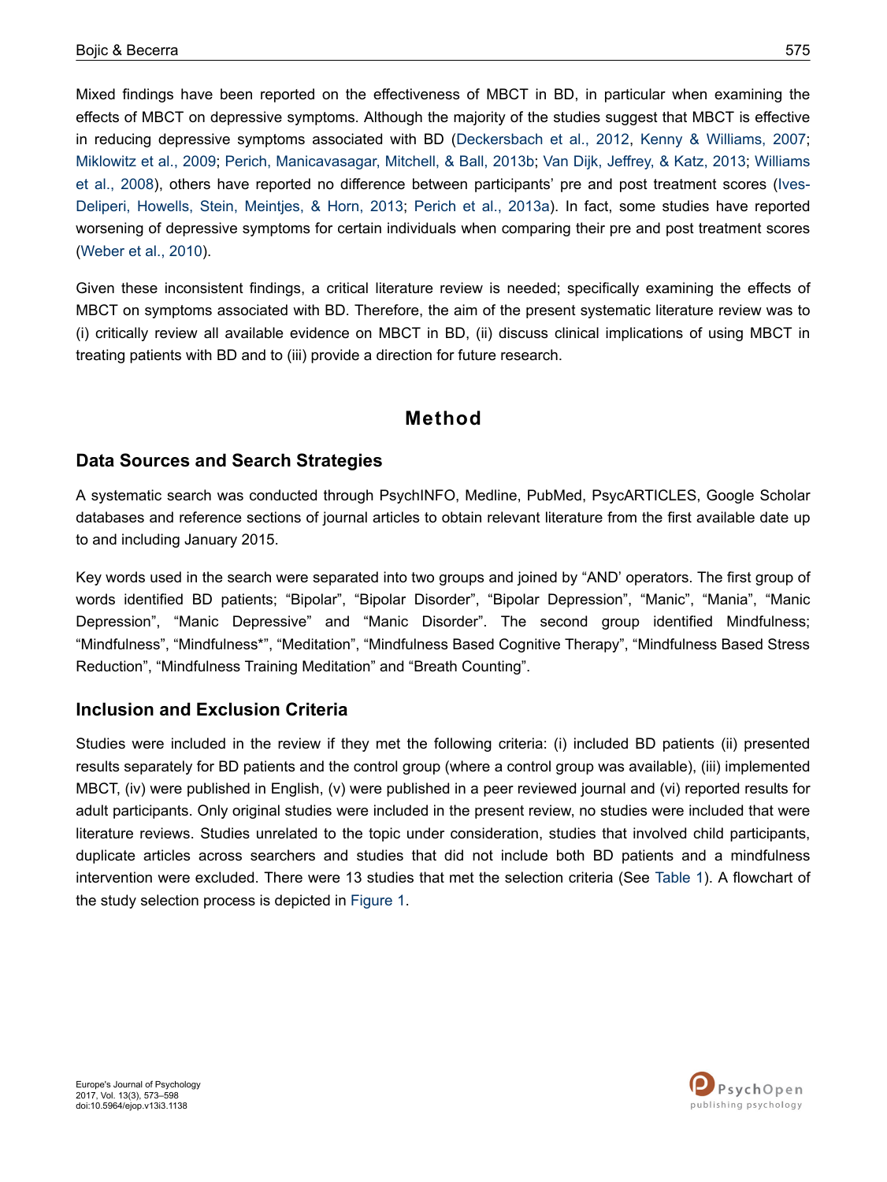Mixed findings have been reported on the effectiveness of MBCT in BD, in particular when examining the effects of MBCT on depressive symptoms. Although the majority of the studies suggest that MBCT is effective in reducing depressive symptoms associated with BD (Deckersbach et al., 2012, Kenny & Williams, 2007; Miklowitz et al., 2009; Perich, Manicavasagar, Mitchell, & Ball, 2013b; Van Dijk, Jeffrey, & Katz, 2013; Williams et al., 2008), others have reported no difference between participants' pre and post treatment scores (Ives-Deliperi, Howells, Stein, Meintjes, & Horn, 2013; Perich et al., 2013a). In fact, some studies have reported worsening of depressive symptoms for certain individuals when comparing their pre and post treatment scores (Weber et al., 2010).

Given these inconsistent findings, a critical literature review is needed; specifically examining the effects of MBCT on symptoms associated with BD. Therefore, the aim of the present systematic literature review was to (i) critically review all available evidence on MBCT in BD, (ii) discuss clinical implications of using MBCT in treating patients with BD and to (iii) provide a direction for future research.

# Method

## Data Sources and Search Strategies

A systematic search was conducted through PsychINFO, Medline, PubMed, PsycARTICLES, Google Scholar databases and reference sections of journal articles to obtain relevant literature from the first available date up to and including January 2015.

Key words used in the search were separated into two groups and joined by "AND' operators. The first group of words identified BD patients; "Bipolar", "Bipolar Disorder", "Bipolar Depression", "Manic", "Mania", "Manic Depression", "Manic Depressive" and "Manic Disorder". The second group identified Mindfulness; "Mindfulness", "Mindfulness*", "Meditation", "Mindfulness Based Cognitive Therapy", "Mindfulness Based Stress Reduction", "Mindfulness Training Meditation" and "Breath Counting".

## Inclusion and Exclusion Criteria

Studies were included in the review if they met the following criteria: (i) included BD patients (ii) presented results separately for BD patients and the control group (where a control group was available), (iii) implemented MBCT, (iv) were published in English, (v) were published in a peer reviewed journal and (vi) reported results for adult participants. Only original studies were included in the present review, no studies were included that were literature reviews. Studies unrelated to the topic under consideration, studies that involved child participants, duplicate articles across searchers and studies that did not include both BD patients and a mindfulness intervention were excluded. There were 13 studies that met the selection criteria (See Table 1). A flowchart of the study selection process is depicted in Figure 1.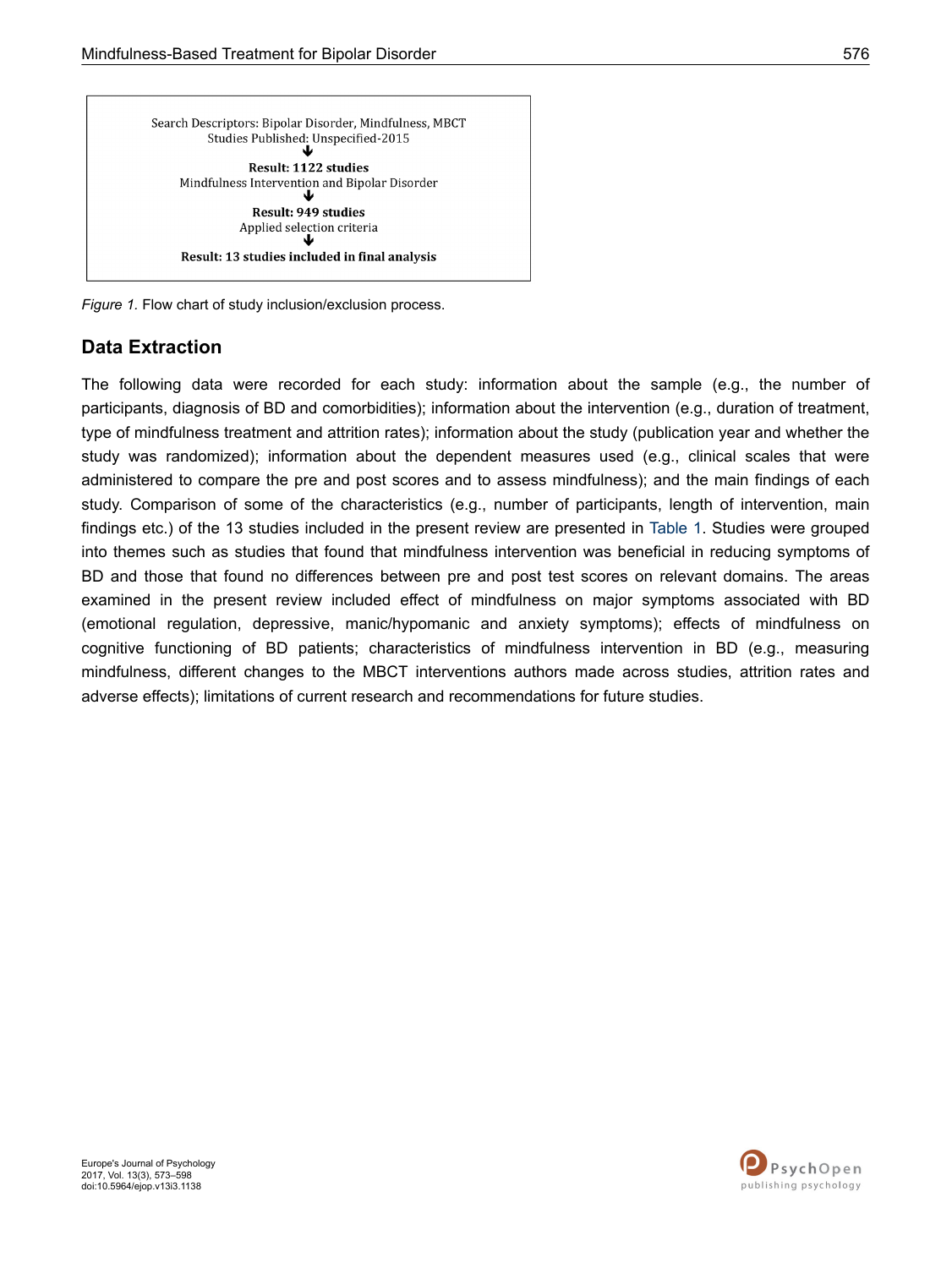Search Descriptors: Bipolar Disorder, Mindfulness, MBCT
Studies Published: Unspecified-2015

↓

**Result: 1122 studies**
Mindfulness Intervention and Bipolar Disorder

↓

**Result: 949 studies**
Applied selection criteria

↓

**Result: 13 studies included in final analysis**

*Figure 1.* Flow chart of study inclusion/exclusion process.

## Data Extraction

The following data were recorded for each study: information about the sample (e.g., the number of participants, diagnosis of BD and comorbidities); information about the intervention (e.g., duration of treatment, type of mindfulness treatment and attrition rates); information about the study (publication year and whether the study was randomized); information about the dependent measures used (e.g., clinical scales that were administered to compare the pre and post scores and to assess mindfulness); and the main findings of each study. Comparison of some of the characteristics (e.g., number of participants, length of intervention, main findings etc.) of the 13 studies included in the present review are presented in Table 1. Studies were grouped into themes such as studies that found that mindfulness intervention was beneficial in reducing symptoms of BD and those that found no differences between pre and post test scores on relevant domains. The areas examined in the present review included effect of mindfulness on major symptoms associated with BD (emotional regulation, depressive, manic/hypomanic and anxiety symptoms); effects of mindfulness on cognitive functioning of BD patients; characteristics of mindfulness intervention in BD (e.g., measuring mindfulness, different changes to the MBCT interventions authors made across studies, attrition rates and adverse effects); limitations of current research and recommendations for future studies.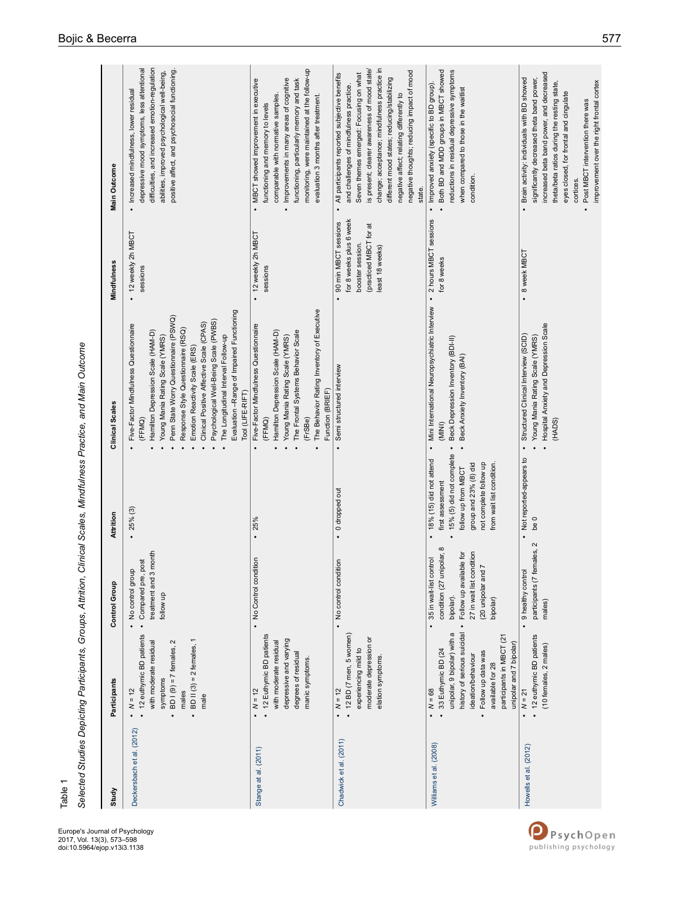Table 1

*Selected Studies Depicting Participants, Groups, Attrition, Clinical Scales, Mindfulness Practice, and Main Outcome*

| Study | Participants | Control Group | Attrition | Clinical Scales | Mindfulness | Main Outcome |
|---|---|---|---|---|---|---|
| Deckersbach et al. (2012) | • N = 12<br>• 12 euthymic BD patients with moderate residual symptoms<br>• BD I (9) = 7 females, 2 males<br>• BD II (3) = 2 females, 1 male | • No control group<br>• Compared pre, post treatment and 3 month follow up | • 25% (3) | • Five-Factor Mindfulness Questionnaire (FFMQ)<br>• Hamilton Depression Scale (HAM-D)<br>• Young Mania Rating Scale (YMRS)<br>• Penn State Worry Questionnaire (PSWQ)<br>• Response Style Questionnaire (RSQ)<br>• Emotion Reactivity Scale (ERS)<br>• Clinical Positive Affective Scale (CPAS)<br>• Psychological Well-Being Scale (PWBS)<br>• The Longitudinal Interval Follow-up Evaluation –Range of Impaired Functioning Tool (LIFE-RIFT) | • 12 weekly 2h MBCT sessions | • Increased mindfulness, lower residual depressive mood symptoms, less attentional difficulties, and increased emotion-regulation abilities, improved psychological well-being, positive affect, and psychosocial functioning. |
| Stange et al. (2011) | • N = 12<br>• 12 Euthymic BD patients with moderate residual depressive and varying degrees of residual manic symptoms. | • No Control condition | • 25% | • Five-Factor Mindfulness Questionnaire (FFMQ)<br>• Hamilton Depression Scale (HAM-D)<br>• Young Mania Rating Scale (YMRS)<br>• The Frontal Systems Behavior Scale (FrSBe)<br>• The Behavior Rating Inventory of Executive Function (BRIEF) | • 12 weekly 2h MBCT sessions | • MBCT showed improvement in executive functioning and memory to levels comparable with normative samples.<br>• Improvements in many areas of cognitive functioning, particularly memory and task monitoring, were maintained at the follow-up evaluation 3 months after treatment. |
| Chadwick et al. (2011) | • N = 12<br>• 12 BD (7 men, 5 women) experiencing mild to moderate depression or elation symptoms. | • No control condition | • 0 dropped out | • Semi structured interview | • 90 min MBCT sessions for 8 weeks plus 6 week booster session. (practiced MBCT for at least 18 weeks) | • All participants reported subjective benefits and challenges of mindfulness practice. Seven themes emerged: Focusing on what is present; clearer awareness of mood state/ change; acceptance; mindfulness practice in different mood states; reducing/stabilizing negative affect; relating differently to negative thoughts; reducing impact of mood state. |
| Williams et al. (2008) | • N = 68<br>• 33 Euthymic BD (24 unipolar, 9 bipolar) with a history of serious suicidal ideation/behaviour<br>• Follow up data was available for 28 participants in MBCT (21 unipolar and 7 bipolar) | • 35 in wait-list control condition (27 unipolar, 8 bipolar).<br>• Follow up available for 27 in wait list condition (20 unipolar and 7 bipolar) | • 18% (15) did not attend first assessment<br>• 15% (5) did not complete follow up from MBCT group and 23% (8) did not complete follow up from wait list condition. | • Mini International Neuropsychiatric Interview (MINI)<br>• Beck Depression Inventory (BDI-II)<br>• Beck Anxiety Inventory (BAI) | • 2 hours MBCT sessions for 8 weeks | • Improved anxiety (specific to BD group).<br>• Both BD and MDD groups in MBCT showed reductions in residual depressive symptoms when compared to those in the waitlist condition. |
| Howells et al. (2012) | • N = 21<br>• 12 euthymic BD patients (10 females, 2 males) | • 9 healthy control participants (7 females, 2 males) | • Not reported-appears to be 0 | • Structured Clinical Interview (SCID)<br>• Young Mania Rating Scale (YMRS)<br>• Hospital Anxiety and Depression Scale (HADS) | • 8 week MBCT | • Brain activity: individuals with BD showed significantly decreased theta band power, increased beta band power, and decreased theta/beta ratios during the resting state, eyes closed, for frontal and cingulate cortices.<br>• Post MBCT intervention there was improvement over the right frontal cortex |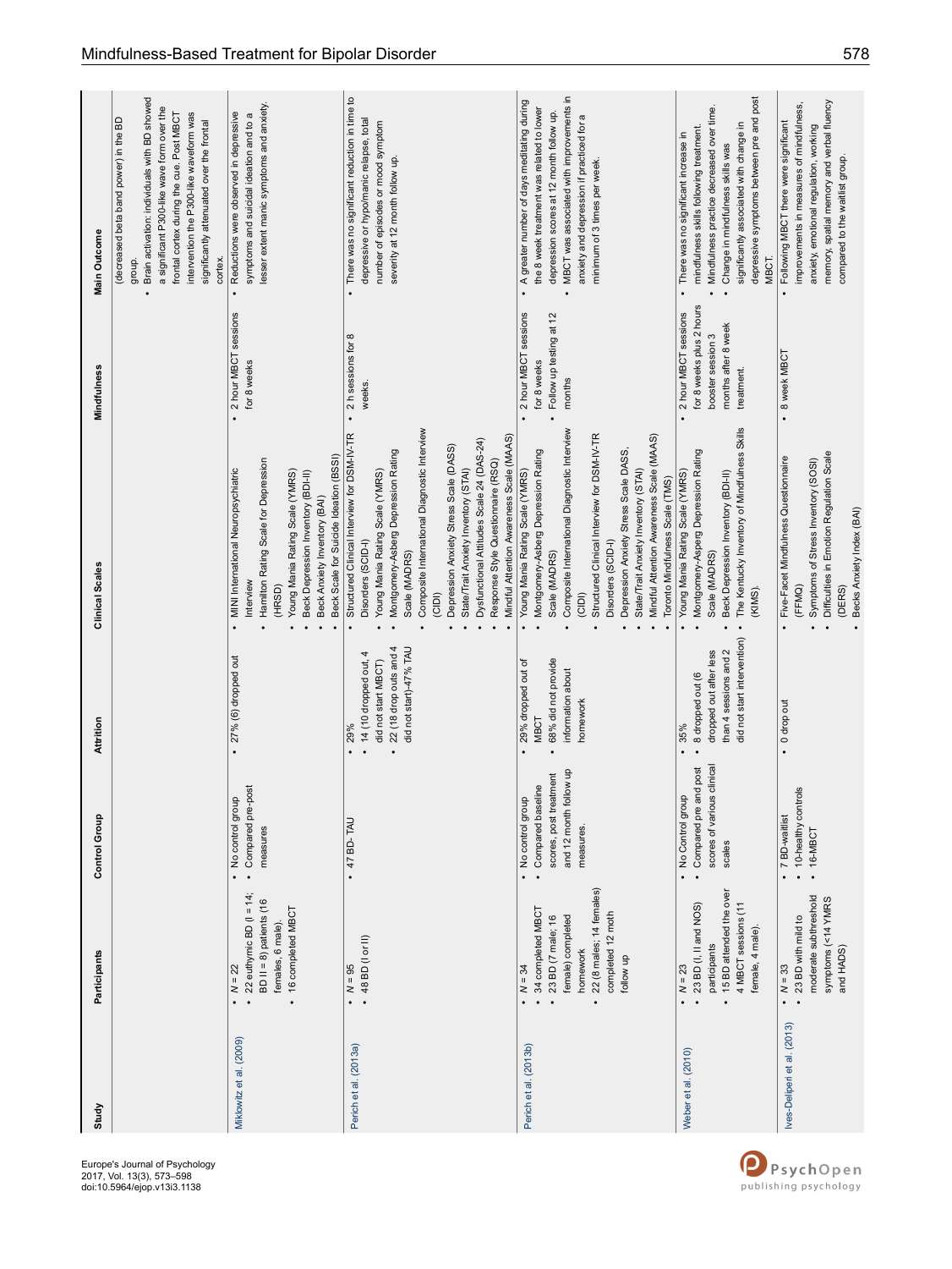| Study | Participants | Control Group | Attrition | Clinical Scales | Mindfulness | Main Outcome |
|---|---|---|---|---|---|---|
| | | | | | | (decreased beta band power) in the BD group. • Brain activation: individuals with BD showed a significant P300-like wave form over the frontal cortex during the cue. Post MBCT intervention the P300-like waveform was significantly attenuated over the frontal cortex. |
| Miklowitz et al. (2009) | • N = 22 • 22 euthymic BD (I = 14; BD II = 8) patients (16 females, 6 male). • 16 completed MBCT | • No control group • Compared pre-post measures | • 27% (6) dropped out | • MINI International Neuropsychiatric Interview • Hamilton Rating Scale for Depression (HRSD) • Young Mania Rating Scale (YMRS) • Beck Depression Inventory (BDI-II) • Beck Anxiety Inventory (BAI) • Beck Scale for Suicide Ideation (BSSI) | • 2 hour MBCT sessions for 8 weeks | • Reductions were observed in depressive symptoms and suicidal ideation and to a lesser extent manic symptoms and anxiety. |
| Perich et al. (2013a) | • N = 95 • 48 BD (I or II) | • 47 BD- TAU | • 29% • 14 (10 dropped out, 4 did not start MBCT) • 22 (18 drop outs and 4 did not start)-47% TAU | • Structured Clinical Interview for DSM-IV-TR Disorders (SCID-I) • Young Mania Rating Scale (YMRS) • Montgomery-Asberg Depression Rating Scale (MADRS) • Composite International Diagnostic Interview (CIDI) • Depression Anxiety Stress Scale (DASS) • State/Trait Anxiety Inventory (STAI) • Dysfunctional Attitudes Scale 24 (DAS-24) • Response Style Questionnaire (RSQ) • Mindful Attention Awareness Scale (MAAS) | • 2 h sessions for 8 weeks. | • There was no significant reduction in time to depressive or hypo/manic relapse, total number of episodes or mood symptom severity at 12 month follow up. |
| Perich et al. (2013b) | • N = 34 • 34 completed MBCT • 23 BD (7 male; 16 female) completed homework • 22 (8 males; 14 females) completed 12 month follow up | • No control group • Compared baseline scores, post treatment and 12 month follow up measures. | • 29% dropped out of MBCT • 68% did not provide information about homework | • Young Mania Rating Scale (YMRS) • Montgomery-Asberg Depression Rating Scale (MADRS) • Composite International Diagnostic Interview (CIDI) • Structured Clinical Interview for DSM-IV-TR Disorders (SCID-I) • Depression Anxiety Stress Scale DASS, • State/Trait Anxiety Inventory (STAI) • Mindful Attention Awareness Scale (MAAS) • Toronto Mindfulness Scale (TMS) | • 2 hour MBCT sessions for 8 weeks • Follow up testing at 12 months | • A greater number of days meditating during the 8 week treatment was related to lower depression scores at 12 month follow up. • MBCT was associated with improvements in anxiety and depression if practiced for a minimum of 3 times per week. |
| Weber et al. (2010) | • N = 23 • 23 BD (I, II and NOS) participants • 15 BD attended the over 4 MBCT sessions (11 female, 4 male). | • No Control group • Compared pre and post scores of various clinical scales | • 35% • 8 dropped out (6 dropped out after less than 4 sessions and 2 did not start intervention) | • Young Mania Rating Scale (YMRS) • Montgomery-Asperg Depression Rating Scale (MADRS) • Beck Depression Inventory (BDI-II) • The Kentucky Inventory of Mindfulness Skills (KIMS). | • 2 hour MBCT sessions for 8 weeks plus 2 hours booster session 3 months after 8 week treatment. | • There was no significant increase in mindfulness skills following treatment. • Mindfulness practice decreased over time. • Change in mindfulness skills was significantly associated with change in depressive symptoms between pre and post MBCT. |
| Ives-Deliperi et al. (2013) | • N = 33 • 23 BD with mild to moderate subthreshold symptoms (<14 YMRS and HADS) | • 7 BD-waitlist • 10-healthy controls • 16-MBCT | • 0 drop out | • Five-Facet Mindfulness Questionnaire (FFMQ) • Symptoms of Stress Inventory (SOSI) • Difficulties in Emotion Regulation Scale (DERS) • Becks Anxiety Index (BAI) | • 8 week MBCT | • Following MBCT there were significant improvements in measures of mindfulness, anxiety, emotional regulation, working memory, spatial memory and verbal fluency compared to the waitlist group. |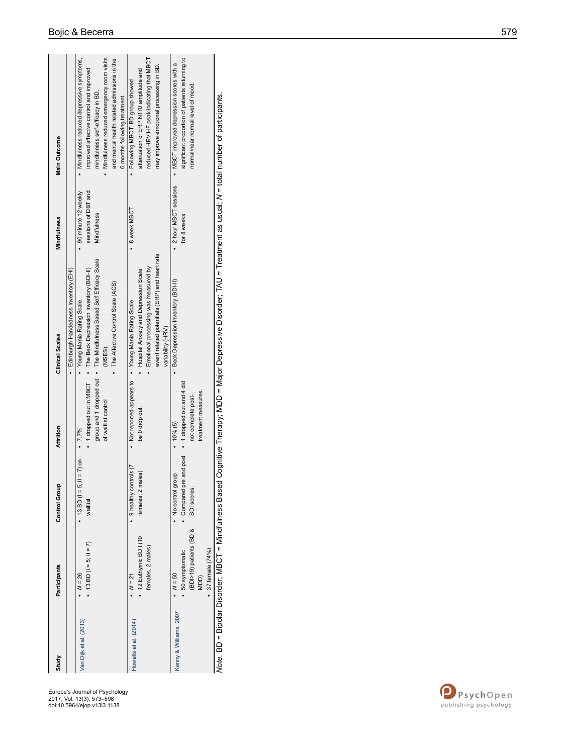| Study | Participants | Control Group | Attrition | Clinical Scales | Mindfulness | Main Outcome |
|---|---|---|---|---|---|---|
| | | | | • Edinburgh Handedness Inventory (EHI) | | |
| Van Dijk et al. (2013) | • $N$ = 26<br>• 13 BD (I = 5; II = 7) | • 13 BD (I = 5, II = 7) on waitlist | • 7.7%<br>• 1 dropped out in MBCT group and 1 dropped out of waitlist control | • Young Mania Rating Scale<br>• The Beck Depression Inventory (BDI-II)<br>• The Mindfulness Based Self Efficacy Scale (MSES)<br>• The Affective Control Scale (ACS) | • 90 minute 12 weekly sessions of DBT and Mindfulness | • Mindfulness reduced depressive symptoms, improved affective control and improved mindfulness self-efficacy in BD.<br>• Mindfulness reduced emergency room visits and mental health related admissions in the 6 months following treatment. |
| Howells et al. (2014) | • $N$ = 21<br>• 12 Euthymic BD I (10 females, 2 males) | • 9 healthy controls (7 females, 2 males) | • Not reported-appears to be 0 drop out. | • Young Mania Rating Scale<br>• Hospital Anxiety and Depression Scale<br>• Emotional processing was measured by event related potentials (ERP) and heart rate variability (HRV) | • 8 week MBCT | • Following MBCT, BD group showed attenuation of ERP N170 amplitude and reduced HRV HF peak indicating that MBCT may improve emotional processing in BD. |
| Kenny & Williams, 2007 | • $N$ = 50<br>• 50 symptomatic (BDI>19) patients (BD & MDD)<br>• 37 female (74%) | • No control group<br>• Compared pre and post BDI scores. | • 10% (5)<br>• 1 dropped out and 4 did not complete post-treatment measures. | • Beck Depression Inventory (BDI-II) | • 2 hour MBCT sessions for 8 weeks | • MBCT improved depression scores with a significant proportion of patients returning to normal/near normal level of mood. |

*Note.* BD = Bipolar Disorder; MBCT = Mindfulness Based Cognitive Therapy; MDD = Major Depressive Disorder; TAU = Treatment as usual; $N$ = total number of participants.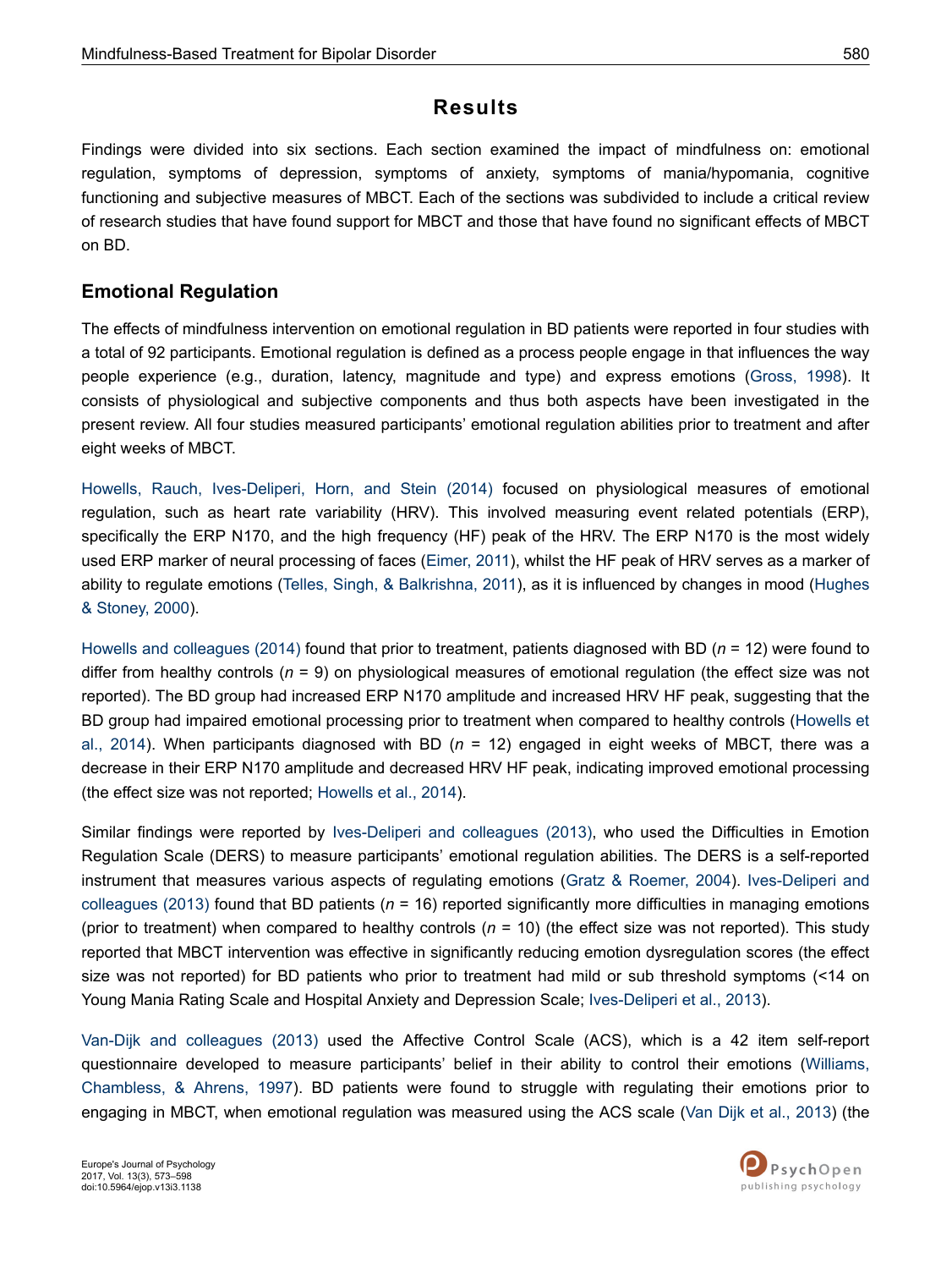# Results

Findings were divided into six sections. Each section examined the impact of mindfulness on: emotional regulation, symptoms of depression, symptoms of anxiety, symptoms of mania/hypomania, cognitive functioning and subjective measures of MBCT. Each of the sections was subdivided to include a critical review of research studies that have found support for MBCT and those that have found no significant effects of MBCT on BD.

## Emotional Regulation

The effects of mindfulness intervention on emotional regulation in BD patients were reported in four studies with a total of 92 participants. Emotional regulation is defined as a process people engage in that influences the way people experience (e.g., duration, latency, magnitude and type) and express emotions (Gross, 1998). It consists of physiological and subjective components and thus both aspects have been investigated in the present review. All four studies measured participants' emotional regulation abilities prior to treatment and after eight weeks of MBCT.

Howells, Rauch, Ives-Deliperi, Horn, and Stein (2014) focused on physiological measures of emotional regulation, such as heart rate variability (HRV). This involved measuring event related potentials (ERP), specifically the ERP N170, and the high frequency (HF) peak of the HRV. The ERP N170 is the most widely used ERP marker of neural processing of faces (Eimer, 2011), whilst the HF peak of HRV serves as a marker of ability to regulate emotions (Telles, Singh, & Balkrishna, 2011), as it is influenced by changes in mood (Hughes & Stoney, 2000).

Howells and colleagues (2014) found that prior to treatment, patients diagnosed with BD (*n* = 12) were found to differ from healthy controls (*n* = 9) on physiological measures of emotional regulation (the effect size was not reported). The BD group had increased ERP N170 amplitude and increased HRV HF peak, suggesting that the BD group had impaired emotional processing prior to treatment when compared to healthy controls (Howells et al., 2014). When participants diagnosed with BD (*n* = 12) engaged in eight weeks of MBCT, there was a decrease in their ERP N170 amplitude and decreased HRV HF peak, indicating improved emotional processing (the effect size was not reported; Howells et al., 2014).

Similar findings were reported by Ives-Deliperi and colleagues (2013), who used the Difficulties in Emotion Regulation Scale (DERS) to measure participants' emotional regulation abilities. The DERS is a self-reported instrument that measures various aspects of regulating emotions (Gratz & Roemer, 2004). Ives-Deliperi and colleagues (2013) found that BD patients (*n* = 16) reported significantly more difficulties in managing emotions (prior to treatment) when compared to healthy controls (*n* = 10) (the effect size was not reported). This study reported that MBCT intervention was effective in significantly reducing emotion dysregulation scores (the effect size was not reported) for BD patients who prior to treatment had mild or sub threshold symptoms (<14 on Young Mania Rating Scale and Hospital Anxiety and Depression Scale; Ives-Deliperi et al., 2013).

Van-Dijk and colleagues (2013) used the Affective Control Scale (ACS), which is a 42 item self-report questionnaire developed to measure participants' belief in their ability to control their emotions (Williams, Chambless, & Ahrens, 1997). BD patients were found to struggle with regulating their emotions prior to engaging in MBCT, when emotional regulation was measured using the ACS scale (Van Dijk et al., 2013) (the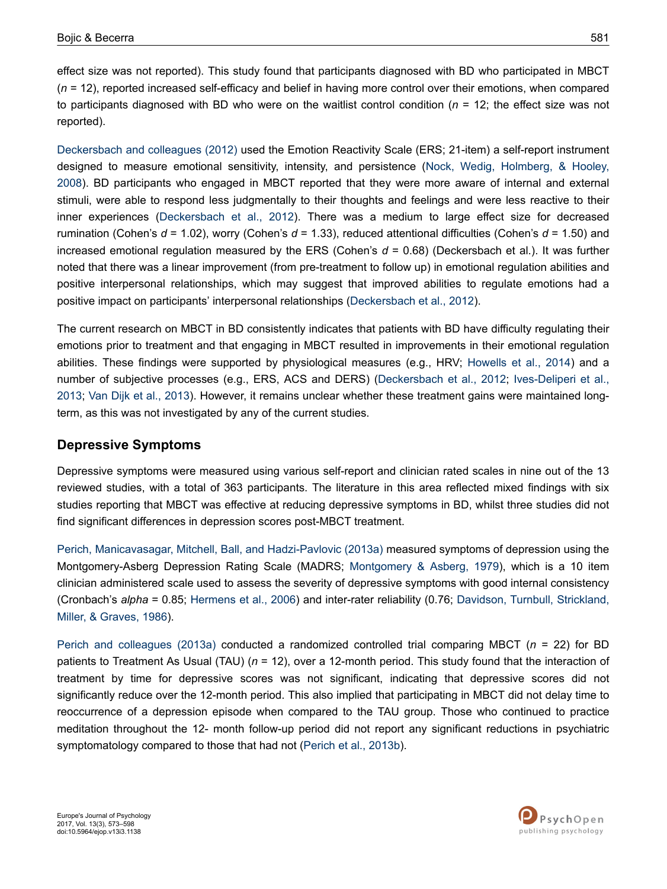effect size was not reported). This study found that participants diagnosed with BD who participated in MBCT ($n$ = 12), reported increased self-efficacy and belief in having more control over their emotions, when compared to participants diagnosed with BD who were on the waitlist control condition ($n$ = 12; the effect size was not reported).

Deckersbach and colleagues (2012) used the Emotion Reactivity Scale (ERS; 21-item) a self-report instrument designed to measure emotional sensitivity, intensity, and persistence (Nock, Wedig, Holmberg, & Hooley, 2008). BD participants who engaged in MBCT reported that they were more aware of internal and external stimuli, were able to respond less judgmentally to their thoughts and feelings and were less reactive to their inner experiences (Deckersbach et al., 2012). There was a medium to large effect size for decreased rumination (Cohen's $d$ = 1.02), worry (Cohen's $d$ = 1.33), reduced attentional difficulties (Cohen's $d$ = 1.50) and increased emotional regulation measured by the ERS (Cohen's $d$ = 0.68) (Deckersbach et al.). It was further noted that there was a linear improvement (from pre-treatment to follow up) in emotional regulation abilities and positive interpersonal relationships, which may suggest that improved abilities to regulate emotions had a positive impact on participants' interpersonal relationships (Deckersbach et al., 2012).

The current research on MBCT in BD consistently indicates that patients with BD have difficulty regulating their emotions prior to treatment and that engaging in MBCT resulted in improvements in their emotional regulation abilities. These findings were supported by physiological measures (e.g., HRV; Howells et al., 2014) and a number of subjective processes (e.g., ERS, ACS and DERS) (Deckersbach et al., 2012; Ives-Deliperi et al., 2013; Van Dijk et al., 2013). However, it remains unclear whether these treatment gains were maintained long-term, as this was not investigated by any of the current studies.

## Depressive Symptoms

Depressive symptoms were measured using various self-report and clinician rated scales in nine out of the 13 reviewed studies, with a total of 363 participants. The literature in this area reflected mixed findings with six studies reporting that MBCT was effective at reducing depressive symptoms in BD, whilst three studies did not find significant differences in depression scores post-MBCT treatment.

Perich, Manicavasagar, Mitchell, Ball, and Hadzi-Pavlovic (2013a) measured symptoms of depression using the Montgomery-Asberg Depression Rating Scale (MADRS; Montgomery & Asberg, 1979), which is a 10 item clinician administered scale used to assess the severity of depressive symptoms with good internal consistency (Cronbach's *alpha* = 0.85; Hermens et al., 2006) and inter-rater reliability (0.76; Davidson, Turnbull, Strickland, Miller, & Graves, 1986).

Perich and colleagues (2013a) conducted a randomized controlled trial comparing MBCT ($n$ = 22) for BD patients to Treatment As Usual (TAU) ($n$ = 12), over a 12-month period. This study found that the interaction of treatment by time for depressive scores was not significant, indicating that depressive scores did not significantly reduce over the 12-month period. This also implied that participating in MBCT did not delay time to reoccurrence of a depression episode when compared to the TAU group. Those who continued to practice meditation throughout the 12- month follow-up period did not report any significant reductions in psychiatric symptomatology compared to those that had not (Perich et al., 2013b).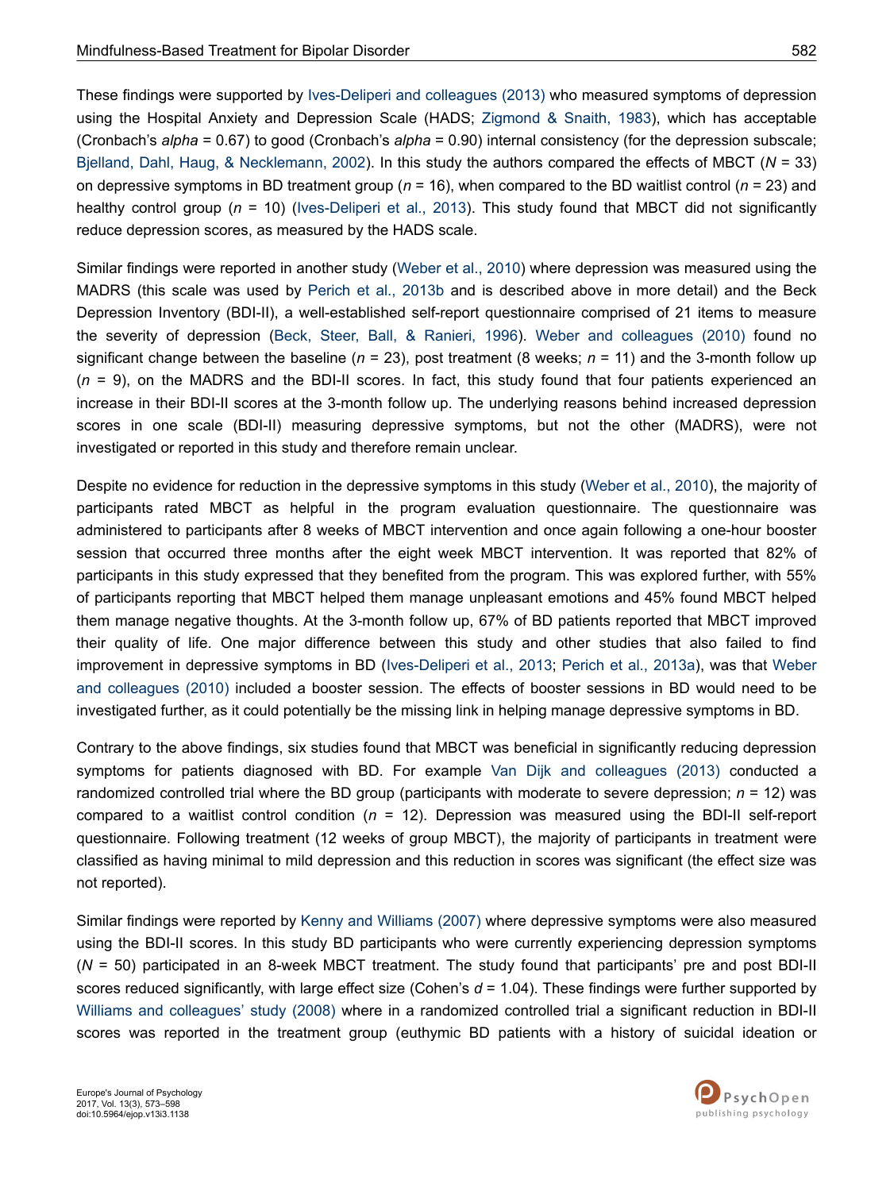These findings were supported by Ives-Deliperi and colleagues (2013) who measured symptoms of depression using the Hospital Anxiety and Depression Scale (HADS; Zigmond & Snaith, 1983), which has acceptable (Cronbach's *alpha* = 0.67) to good (Cronbach's *alpha* = 0.90) internal consistency (for the depression subscale; Bjelland, Dahl, Haug, & Necklemann, 2002). In this study the authors compared the effects of MBCT ($N$ = 33) on depressive symptoms in BD treatment group ($n$ = 16), when compared to the BD waitlist control ($n$ = 23) and healthy control group ($n$ = 10) (Ives-Deliperi et al., 2013). This study found that MBCT did not significantly reduce depression scores, as measured by the HADS scale.

Similar findings were reported in another study (Weber et al., 2010) where depression was measured using the MADRS (this scale was used by Perich et al., 2013b and is described above in more detail) and the Beck Depression Inventory (BDI-II), a well-established self-report questionnaire comprised of 21 items to measure the severity of depression (Beck, Steer, Ball, & Ranieri, 1996). Weber and colleagues (2010) found no significant change between the baseline ($n$ = 23), post treatment (8 weeks; $n$ = 11) and the 3-month follow up ($n$ = 9), on the MADRS and the BDI-II scores. In fact, this study found that four patients experienced an increase in their BDI-II scores at the 3-month follow up. The underlying reasons behind increased depression scores in one scale (BDI-II) measuring depressive symptoms, but not the other (MADRS), were not investigated or reported in this study and therefore remain unclear.

Despite no evidence for reduction in the depressive symptoms in this study (Weber et al., 2010), the majority of participants rated MBCT as helpful in the program evaluation questionnaire. The questionnaire was administered to participants after 8 weeks of MBCT intervention and once again following a one-hour booster session that occurred three months after the eight week MBCT intervention. It was reported that 82% of participants in this study expressed that they benefited from the program. This was explored further, with 55% of participants reporting that MBCT helped them manage unpleasant emotions and 45% found MBCT helped them manage negative thoughts. At the 3-month follow up, 67% of BD patients reported that MBCT improved their quality of life. One major difference between this study and other studies that also failed to find improvement in depressive symptoms in BD (Ives-Deliperi et al., 2013; Perich et al., 2013a), was that Weber and colleagues (2010) included a booster session. The effects of booster sessions in BD would need to be investigated further, as it could potentially be the missing link in helping manage depressive symptoms in BD.

Contrary to the above findings, six studies found that MBCT was beneficial in significantly reducing depression symptoms for patients diagnosed with BD. For example Van Dijk and colleagues (2013) conducted a randomized controlled trial where the BD group (participants with moderate to severe depression; $n$ = 12) was compared to a waitlist control condition ($n$ = 12). Depression was measured using the BDI-II self-report questionnaire. Following treatment (12 weeks of group MBCT), the majority of participants in treatment were classified as having minimal to mild depression and this reduction in scores was significant (the effect size was not reported).

Similar findings were reported by Kenny and Williams (2007) where depressive symptoms were also measured using the BDI-II scores. In this study BD participants who were currently experiencing depression symptoms ($N$ = 50) participated in an 8-week MBCT treatment. The study found that participants' pre and post BDI-II scores reduced significantly, with large effect size (Cohen's $d$ = 1.04). These findings were further supported by Williams and colleagues' study (2008) where in a randomized controlled trial a significant reduction in BDI-II scores was reported in the treatment group (euthymic BD patients with a history of suicidal ideation or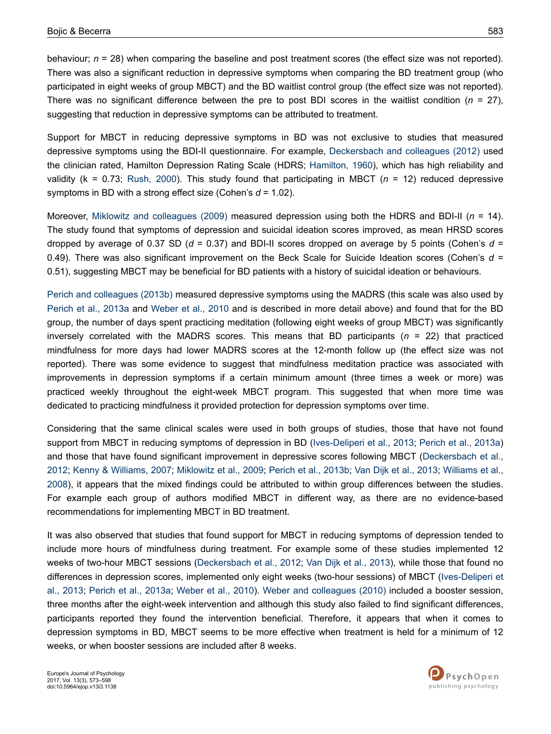behaviour; $n$ = 28) when comparing the baseline and post treatment scores (the effect size was not reported). There was also a significant reduction in depressive symptoms when comparing the BD treatment group (who participated in eight weeks of group MBCT) and the BD waitlist control group (the effect size was not reported). There was no significant difference between the pre to post BDI scores in the waitlist condition ($n$ = 27), suggesting that reduction in depressive symptoms can be attributed to treatment.

Support for MBCT in reducing depressive symptoms in BD was not exclusive to studies that measured depressive symptoms using the BDI-II questionnaire. For example, Deckersbach and colleagues (2012) used the clinician rated, Hamilton Depression Rating Scale (HDRS; Hamilton, 1960), which has high reliability and validity (k = 0.73; Rush, 2000). This study found that participating in MBCT ($n$ = 12) reduced depressive symptoms in BD with a strong effect size (Cohen's $d$ = 1.02).

Moreover, Miklowitz and colleagues (2009) measured depression using both the HDRS and BDI-II ($n$ = 14). The study found that symptoms of depression and suicidal ideation scores improved, as mean HRSD scores dropped by average of 0.37 SD ($d$ = 0.37) and BDI-II scores dropped on average by 5 points (Cohen's $d$ = 0.49). There was also significant improvement on the Beck Scale for Suicide Ideation scores (Cohen's $d$ = 0.51), suggesting MBCT may be beneficial for BD patients with a history of suicidal ideation or behaviours.

Perich and colleagues (2013b) measured depressive symptoms using the MADRS (this scale was also used by Perich et al., 2013a and Weber et al., 2010 and is described in more detail above) and found that for the BD group, the number of days spent practicing meditation (following eight weeks of group MBCT) was significantly inversely correlated with the MADRS scores. This means that BD participants ($n$ = 22) that practiced mindfulness for more days had lower MADRS scores at the 12-month follow up (the effect size was not reported). There was some evidence to suggest that mindfulness meditation practice was associated with improvements in depression symptoms if a certain minimum amount (three times a week or more) was practiced weekly throughout the eight-week MBCT program. This suggested that when more time was dedicated to practicing mindfulness it provided protection for depression symptoms over time.

Considering that the same clinical scales were used in both groups of studies, those that have not found support from MBCT in reducing symptoms of depression in BD (Ives-Deliperi et al., 2013; Perich et al., 2013a) and those that have found significant improvement in depressive scores following MBCT (Deckersbach et al., 2012; Kenny & Williams, 2007; Miklowitz et al., 2009; Perich et al., 2013b; Van Dijk et al., 2013; Williams et al., 2008), it appears that the mixed findings could be attributed to within group differences between the studies. For example each group of authors modified MBCT in different way, as there are no evidence-based recommendations for implementing MBCT in BD treatment.

It was also observed that studies that found support for MBCT in reducing symptoms of depression tended to include more hours of mindfulness during treatment. For example some of these studies implemented 12 weeks of two-hour MBCT sessions (Deckersbach et al., 2012; Van Dijk et al., 2013), while those that found no differences in depression scores, implemented only eight weeks (two-hour sessions) of MBCT (Ives-Deliperi et al., 2013; Perich et al., 2013a; Weber et al., 2010). Weber and colleagues (2010) included a booster session, three months after the eight-week intervention and although this study also failed to find significant differences, participants reported they found the intervention beneficial. Therefore, it appears that when it comes to depression symptoms in BD, MBCT seems to be more effective when treatment is held for a minimum of 12 weeks, or when booster sessions are included after 8 weeks.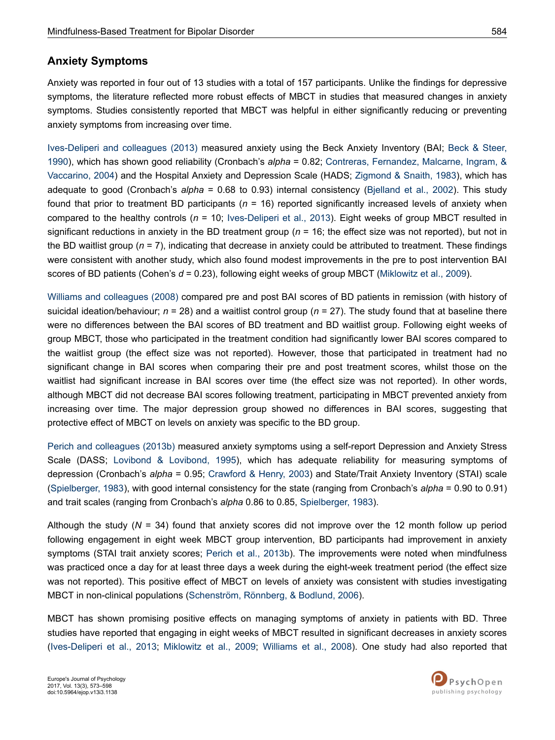## Anxiety Symptoms

Anxiety was reported in four out of 13 studies with a total of 157 participants. Unlike the findings for depressive symptoms, the literature reflected more robust effects of MBCT in studies that measured changes in anxiety symptoms. Studies consistently reported that MBCT was helpful in either significantly reducing or preventing anxiety symptoms from increasing over time.

Ives-Deliperi and colleagues (2013) measured anxiety using the Beck Anxiety Inventory (BAI; Beck & Steer, 1990), which has shown good reliability (Cronbach's *alpha* = 0.82; Contreras, Fernandez, Malcarne, Ingram, & Vaccarino, 2004) and the Hospital Anxiety and Depression Scale (HADS; Zigmond & Snaith, 1983), which has adequate to good (Cronbach's *alpha* = 0.68 to 0.93) internal consistency (Bjelland et al., 2002). This study found that prior to treatment BD participants ($n$ = 16) reported significantly increased levels of anxiety when compared to the healthy controls ($n$ = 10; Ives-Deliperi et al., 2013). Eight weeks of group MBCT resulted in significant reductions in anxiety in the BD treatment group ($n$ = 16; the effect size was not reported), but not in the BD waitlist group ($n$ = 7), indicating that decrease in anxiety could be attributed to treatment. These findings were consistent with another study, which also found modest improvements in the pre to post intervention BAI scores of BD patients (Cohen's $d$ = 0.23), following eight weeks of group MBCT (Miklowitz et al., 2009).

Williams and colleagues (2008) compared pre and post BAI scores of BD patients in remission (with history of suicidal ideation/behaviour; $n$ = 28) and a waitlist control group ($n$ = 27). The study found that at baseline there were no differences between the BAI scores of BD treatment and BD waitlist group. Following eight weeks of group MBCT, those who participated in the treatment condition had significantly lower BAI scores compared to the waitlist group (the effect size was not reported). However, those that participated in treatment had no significant change in BAI scores when comparing their pre and post treatment scores, whilst those on the waitlist had significant increase in BAI scores over time (the effect size was not reported). In other words, although MBCT did not decrease BAI scores following treatment, participating in MBCT prevented anxiety from increasing over time. The major depression group showed no differences in BAI scores, suggesting that protective effect of MBCT on levels on anxiety was specific to the BD group.

Perich and colleagues (2013b) measured anxiety symptoms using a self-report Depression and Anxiety Stress Scale (DASS; Lovibond & Lovibond, 1995), which has adequate reliability for measuring symptoms of depression (Cronbach's *alpha* = 0.95; Crawford & Henry, 2003) and State/Trait Anxiety Inventory (STAI) scale (Spielberger, 1983), with good internal consistency for the state (ranging from Cronbach's *alpha* = 0.90 to 0.91) and trait scales (ranging from Cronbach's *alpha* 0.86 to 0.85, Spielberger, 1983).

Although the study ($N$ = 34) found that anxiety scores did not improve over the 12 month follow up period following engagement in eight week MBCT group intervention, BD participants had improvement in anxiety symptoms (STAI trait anxiety scores; Perich et al., 2013b). The improvements were noted when mindfulness was practiced once a day for at least three days a week during the eight-week treatment period (the effect size was not reported). This positive effect of MBCT on levels of anxiety was consistent with studies investigating MBCT in non-clinical populations (Schenström, Rönnberg, & Bodlund, 2006).

MBCT has shown promising positive effects on managing symptoms of anxiety in patients with BD. Three studies have reported that engaging in eight weeks of MBCT resulted in significant decreases in anxiety scores (Ives-Deliperi et al., 2013; Miklowitz et al., 2009; Williams et al., 2008). One study had also reported that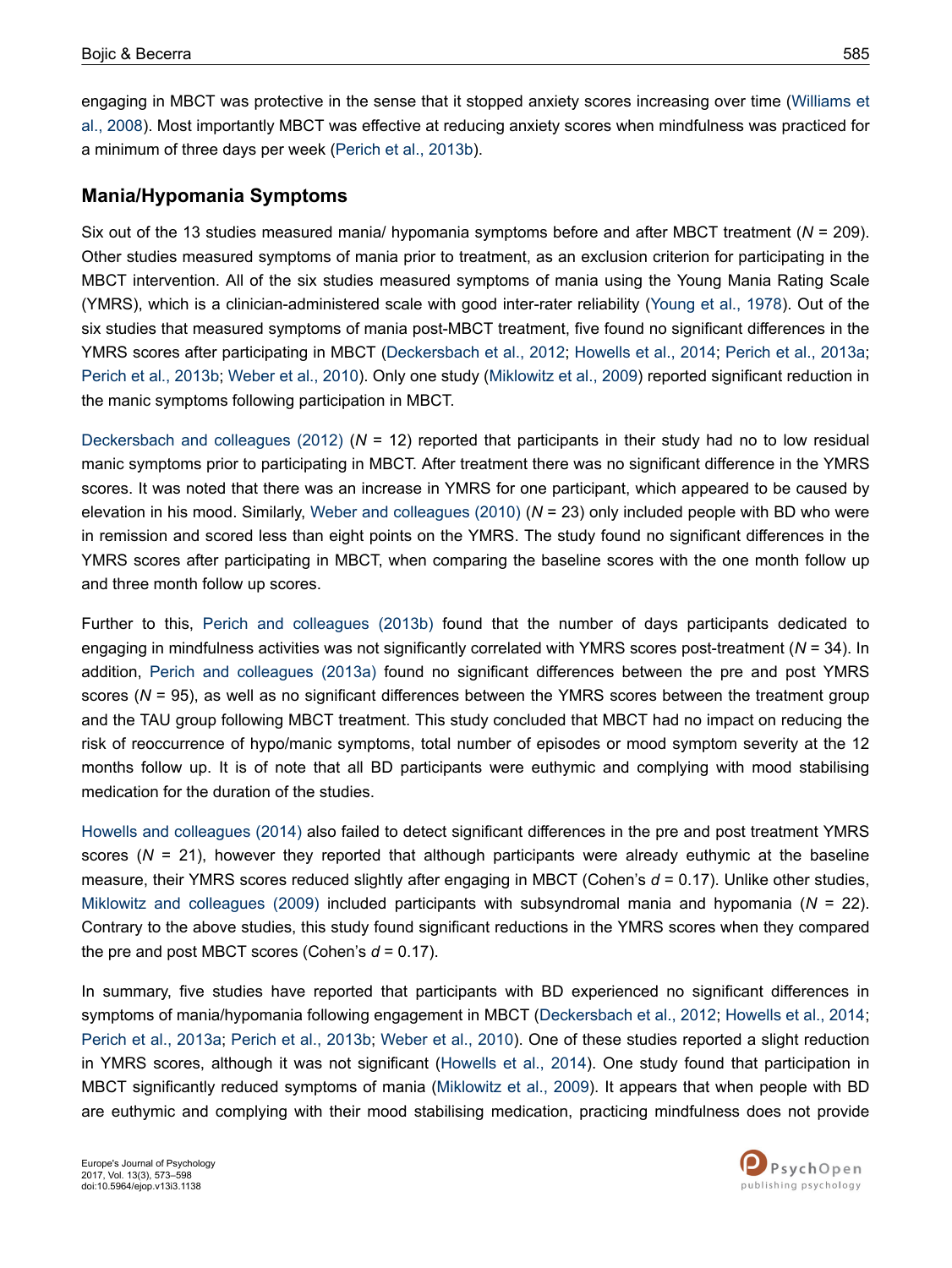engaging in MBCT was protective in the sense that it stopped anxiety scores increasing over time (Williams et al., 2008). Most importantly MBCT was effective at reducing anxiety scores when mindfulness was practiced for a minimum of three days per week (Perich et al., 2013b).

## Mania/Hypomania Symptoms

Six out of the 13 studies measured mania/ hypomania symptoms before and after MBCT treatment (*N* = 209). Other studies measured symptoms of mania prior to treatment, as an exclusion criterion for participating in the MBCT intervention. All of the six studies measured symptoms of mania using the Young Mania Rating Scale (YMRS), which is a clinician-administered scale with good inter-rater reliability (Young et al., 1978). Out of the six studies that measured symptoms of mania post-MBCT treatment, five found no significant differences in the YMRS scores after participating in MBCT (Deckersbach et al., 2012; Howells et al., 2014; Perich et al., 2013a; Perich et al., 2013b; Weber et al., 2010). Only one study (Miklowitz et al., 2009) reported significant reduction in the manic symptoms following participation in MBCT.

Deckersbach and colleagues (2012) (*N* = 12) reported that participants in their study had no to low residual manic symptoms prior to participating in MBCT. After treatment there was no significant difference in the YMRS scores. It was noted that there was an increase in YMRS for one participant, which appeared to be caused by elevation in his mood. Similarly, Weber and colleagues (2010) (*N* = 23) only included people with BD who were in remission and scored less than eight points on the YMRS. The study found no significant differences in the YMRS scores after participating in MBCT, when comparing the baseline scores with the one month follow up and three month follow up scores.

Further to this, Perich and colleagues (2013b) found that the number of days participants dedicated to engaging in mindfulness activities was not significantly correlated with YMRS scores post-treatment (*N* = 34). In addition, Perich and colleagues (2013a) found no significant differences between the pre and post YMRS scores (*N* = 95), as well as no significant differences between the YMRS scores between the treatment group and the TAU group following MBCT treatment. This study concluded that MBCT had no impact on reducing the risk of reoccurrence of hypo/manic symptoms, total number of episodes or mood symptom severity at the 12 months follow up. It is of note that all BD participants were euthymic and complying with mood stabilising medication for the duration of the studies.

Howells and colleagues (2014) also failed to detect significant differences in the pre and post treatment YMRS scores (*N* = 21), however they reported that although participants were already euthymic at the baseline measure, their YMRS scores reduced slightly after engaging in MBCT (Cohen's *d* = 0.17). Unlike other studies, Miklowitz and colleagues (2009) included participants with subsyndromal mania and hypomania (*N* = 22). Contrary to the above studies, this study found significant reductions in the YMRS scores when they compared the pre and post MBCT scores (Cohen's *d* = 0.17).

In summary, five studies have reported that participants with BD experienced no significant differences in symptoms of mania/hypomania following engagement in MBCT (Deckersbach et al., 2012; Howells et al., 2014; Perich et al., 2013a; Perich et al., 2013b; Weber et al., 2010). One of these studies reported a slight reduction in YMRS scores, although it was not significant (Howells et al., 2014). One study found that participation in MBCT significantly reduced symptoms of mania (Miklowitz et al., 2009). It appears that when people with BD are euthymic and complying with their mood stabilising medication, practicing mindfulness does not provide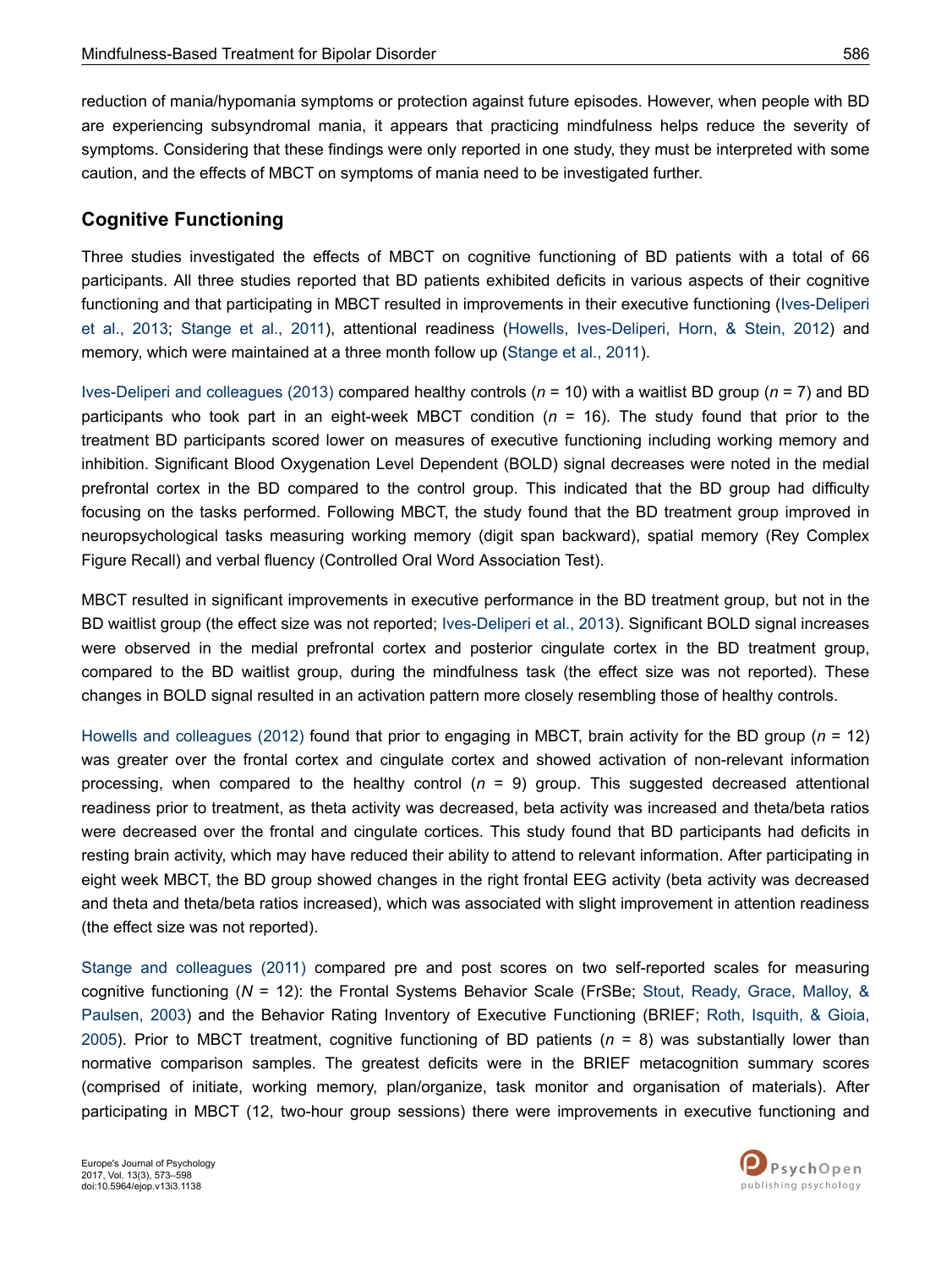reduction of mania/hypomania symptoms or protection against future episodes. However, when people with BD are experiencing subsyndromal mania, it appears that practicing mindfulness helps reduce the severity of symptoms. Considering that these findings were only reported in one study, they must be interpreted with some caution, and the effects of MBCT on symptoms of mania need to be investigated further.

## Cognitive Functioning

Three studies investigated the effects of MBCT on cognitive functioning of BD patients with a total of 66 participants. All three studies reported that BD patients exhibited deficits in various aspects of their cognitive functioning and that participating in MBCT resulted in improvements in their executive functioning (Ives-Deliperi et al., 2013; Stange et al., 2011), attentional readiness (Howells, Ives-Deliperi, Horn, & Stein, 2012) and memory, which were maintained at a three month follow up (Stange et al., 2011).

Ives-Deliperi and colleagues (2013) compared healthy controls (*n* = 10) with a waitlist BD group (*n* = 7) and BD participants who took part in an eight-week MBCT condition (*n* = 16). The study found that prior to the treatment BD participants scored lower on measures of executive functioning including working memory and inhibition. Significant Blood Oxygenation Level Dependent (BOLD) signal decreases were noted in the medial prefrontal cortex in the BD compared to the control group. This indicated that the BD group had difficulty focusing on the tasks performed. Following MBCT, the study found that the BD treatment group improved in neuropsychological tasks measuring working memory (digit span backward), spatial memory (Rey Complex Figure Recall) and verbal fluency (Controlled Oral Word Association Test).

MBCT resulted in significant improvements in executive performance in the BD treatment group, but not in the BD waitlist group (the effect size was not reported; Ives-Deliperi et al., 2013). Significant BOLD signal increases were observed in the medial prefrontal cortex and posterior cingulate cortex in the BD treatment group, compared to the BD waitlist group, during the mindfulness task (the effect size was not reported). These changes in BOLD signal resulted in an activation pattern more closely resembling those of healthy controls.

Howells and colleagues (2012) found that prior to engaging in MBCT, brain activity for the BD group (*n* = 12) was greater over the frontal cortex and cingulate cortex and showed activation of non-relevant information processing, when compared to the healthy control (*n* = 9) group. This suggested decreased attentional readiness prior to treatment, as theta activity was decreased, beta activity was increased and theta/beta ratios were decreased over the frontal and cingulate cortices. This study found that BD participants had deficits in resting brain activity, which may have reduced their ability to attend to relevant information. After participating in eight week MBCT, the BD group showed changes in the right frontal EEG activity (beta activity was decreased and theta and theta/beta ratios increased), which was associated with slight improvement in attention readiness (the effect size was not reported).

Stange and colleagues (2011) compared pre and post scores on two self-reported scales for measuring cognitive functioning (*N* = 12): the Frontal Systems Behavior Scale (FrSBe; Stout, Ready, Grace, Malloy, & Paulsen, 2003) and the Behavior Rating Inventory of Executive Functioning (BRIEF; Roth, Isquith, & Gioia, 2005). Prior to MBCT treatment, cognitive functioning of BD patients (*n* = 8) was substantially lower than normative comparison samples. The greatest deficits were in the BRIEF metacognition summary scores (comprised of initiate, working memory, plan/organize, task monitor and organisation of materials). After participating in MBCT (12, two-hour group sessions) there were improvements in executive functioning and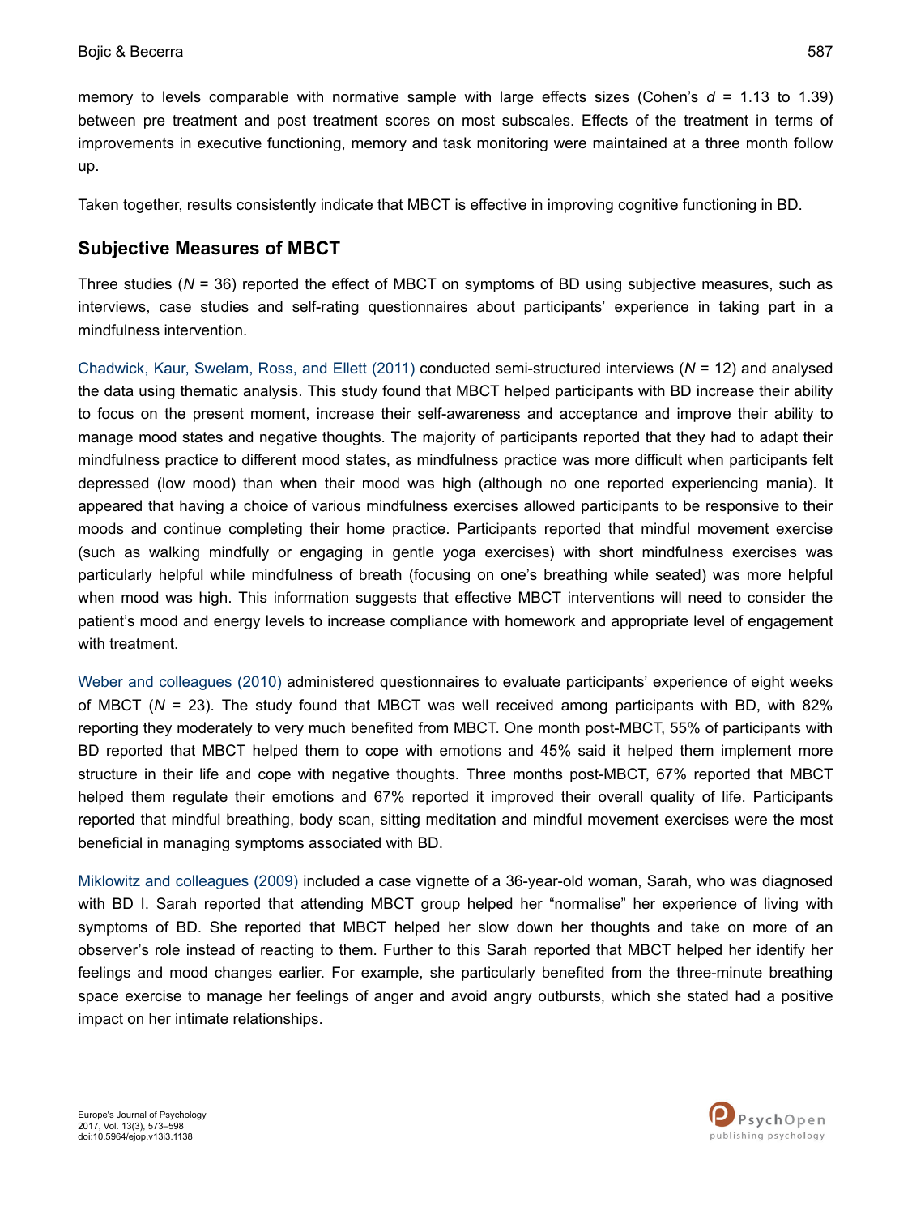memory to levels comparable with normative sample with large effects sizes (Cohen's $d$ = 1.13 to 1.39) between pre treatment and post treatment scores on most subscales. Effects of the treatment in terms of improvements in executive functioning, memory and task monitoring were maintained at a three month follow up.

Taken together, results consistently indicate that MBCT is effective in improving cognitive functioning in BD.

## Subjective Measures of MBCT

Three studies ($N$ = 36) reported the effect of MBCT on symptoms of BD using subjective measures, such as interviews, case studies and self-rating questionnaires about participants' experience in taking part in a mindfulness intervention.

Chadwick, Kaur, Swelam, Ross, and Ellett (2011) conducted semi-structured interviews ($N$ = 12) and analysed the data using thematic analysis. This study found that MBCT helped participants with BD increase their ability to focus on the present moment, increase their self-awareness and acceptance and improve their ability to manage mood states and negative thoughts. The majority of participants reported that they had to adapt their mindfulness practice to different mood states, as mindfulness practice was more difficult when participants felt depressed (low mood) than when their mood was high (although no one reported experiencing mania). It appeared that having a choice of various mindfulness exercises allowed participants to be responsive to their moods and continue completing their home practice. Participants reported that mindful movement exercise (such as walking mindfully or engaging in gentle yoga exercises) with short mindfulness exercises was particularly helpful while mindfulness of breath (focusing on one's breathing while seated) was more helpful when mood was high. This information suggests that effective MBCT interventions will need to consider the patient's mood and energy levels to increase compliance with homework and appropriate level of engagement with treatment.

Weber and colleagues (2010) administered questionnaires to evaluate participants' experience of eight weeks of MBCT ($N$ = 23). The study found that MBCT was well received among participants with BD, with 82% reporting they moderately to very much benefited from MBCT. One month post-MBCT, 55% of participants with BD reported that MBCT helped them to cope with emotions and 45% said it helped them implement more structure in their life and cope with negative thoughts. Three months post-MBCT, 67% reported that MBCT helped them regulate their emotions and 67% reported it improved their overall quality of life. Participants reported that mindful breathing, body scan, sitting meditation and mindful movement exercises were the most beneficial in managing symptoms associated with BD.

Miklowitz and colleagues (2009) included a case vignette of a 36-year-old woman, Sarah, who was diagnosed with BD I. Sarah reported that attending MBCT group helped her "normalise" her experience of living with symptoms of BD. She reported that MBCT helped her slow down her thoughts and take on more of an observer's role instead of reacting to them. Further to this Sarah reported that MBCT helped her identify her feelings and mood changes earlier. For example, she particularly benefited from the three-minute breathing space exercise to manage her feelings of anger and avoid angry outbursts, which she stated had a positive impact on her intimate relationships.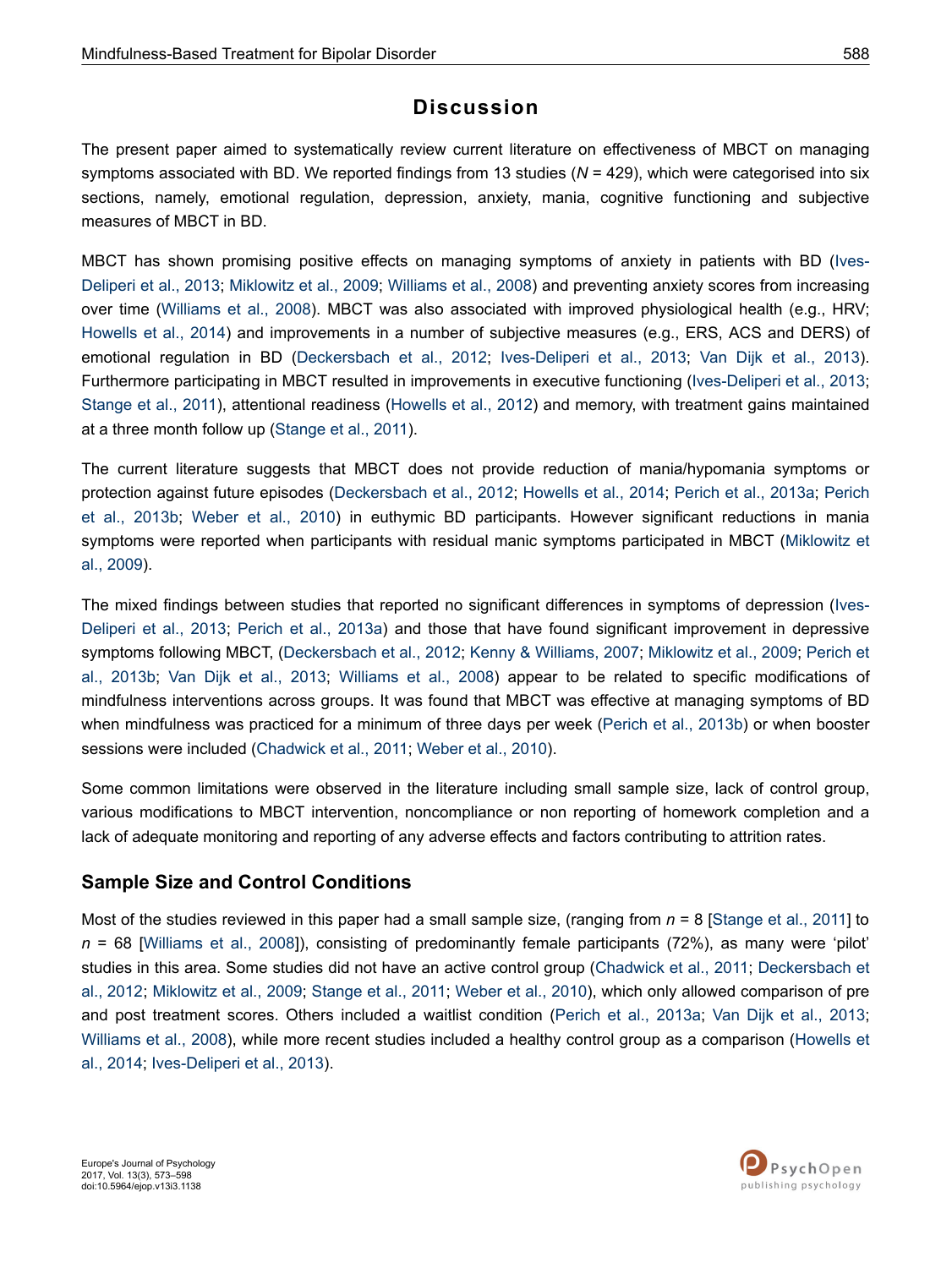# Discussion

The present paper aimed to systematically review current literature on effectiveness of MBCT on managing symptoms associated with BD. We reported findings from 13 studies (*N* = 429), which were categorised into six sections, namely, emotional regulation, depression, anxiety, mania, cognitive functioning and subjective measures of MBCT in BD.

MBCT has shown promising positive effects on managing symptoms of anxiety in patients with BD (Ives-Deliperi et al., 2013; Miklowitz et al., 2009; Williams et al., 2008) and preventing anxiety scores from increasing over time (Williams et al., 2008). MBCT was also associated with improved physiological health (e.g., HRV; Howells et al., 2014) and improvements in a number of subjective measures (e.g., ERS, ACS and DERS) of emotional regulation in BD (Deckersbach et al., 2012; Ives-Deliperi et al., 2013; Van Dijk et al., 2013). Furthermore participating in MBCT resulted in improvements in executive functioning (Ives-Deliperi et al., 2013; Stange et al., 2011), attentional readiness (Howells et al., 2012) and memory, with treatment gains maintained at a three month follow up (Stange et al., 2011).

The current literature suggests that MBCT does not provide reduction of mania/hypomania symptoms or protection against future episodes (Deckersbach et al., 2012; Howells et al., 2014; Perich et al., 2013a; Perich et al., 2013b; Weber et al., 2010) in euthymic BD participants. However significant reductions in mania symptoms were reported when participants with residual manic symptoms participated in MBCT (Miklowitz et al., 2009).

The mixed findings between studies that reported no significant differences in symptoms of depression (Ives-Deliperi et al., 2013; Perich et al., 2013a) and those that have found significant improvement in depressive symptoms following MBCT, (Deckersbach et al., 2012; Kenny & Williams, 2007; Miklowitz et al., 2009; Perich et al., 2013b; Van Dijk et al., 2013; Williams et al., 2008) appear to be related to specific modifications of mindfulness interventions across groups. It was found that MBCT was effective at managing symptoms of BD when mindfulness was practiced for a minimum of three days per week (Perich et al., 2013b) or when booster sessions were included (Chadwick et al., 2011; Weber et al., 2010).

Some common limitations were observed in the literature including small sample size, lack of control group, various modifications to MBCT intervention, noncompliance or non reporting of homework completion and a lack of adequate monitoring and reporting of any adverse effects and factors contributing to attrition rates.

## Sample Size and Control Conditions

Most of the studies reviewed in this paper had a small sample size, (ranging from *n* = 8 [Stange et al., 2011] to *n* = 68 [Williams et al., 2008]), consisting of predominantly female participants (72%), as many were 'pilot' studies in this area. Some studies did not have an active control group (Chadwick et al., 2011; Deckersbach et al., 2012; Miklowitz et al., 2009; Stange et al., 2011; Weber et al., 2010), which only allowed comparison of pre and post treatment scores. Others included a waitlist condition (Perich et al., 2013a; Van Dijk et al., 2013; Williams et al., 2008), while more recent studies included a healthy control group as a comparison (Howells et al., 2014; Ives-Deliperi et al., 2013).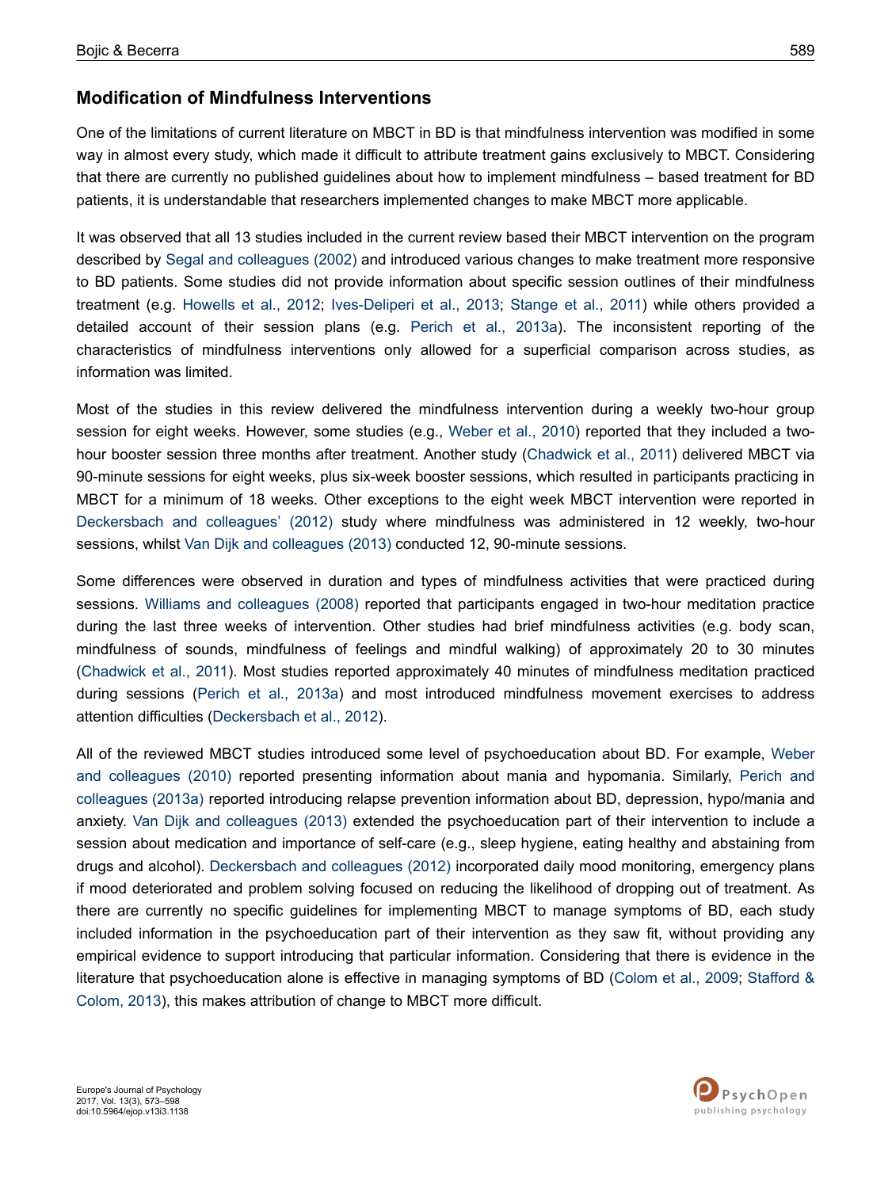## Modification of Mindfulness Interventions

One of the limitations of current literature on MBCT in BD is that mindfulness intervention was modified in some way in almost every study, which made it difficult to attribute treatment gains exclusively to MBCT. Considering that there are currently no published guidelines about how to implement mindfulness – based treatment for BD patients, it is understandable that researchers implemented changes to make MBCT more applicable.

It was observed that all 13 studies included in the current review based their MBCT intervention on the program described by Segal and colleagues (2002) and introduced various changes to make treatment more responsive to BD patients. Some studies did not provide information about specific session outlines of their mindfulness treatment (e.g. Howells et al., 2012; Ives-Deliperi et al., 2013; Stange et al., 2011) while others provided a detailed account of their session plans (e.g. Perich et al., 2013a). The inconsistent reporting of the characteristics of mindfulness interventions only allowed for a superficial comparison across studies, as information was limited.

Most of the studies in this review delivered the mindfulness intervention during a weekly two-hour group session for eight weeks. However, some studies (e.g., Weber et al., 2010) reported that they included a two-hour booster session three months after treatment. Another study (Chadwick et al., 2011) delivered MBCT via 90-minute sessions for eight weeks, plus six-week booster sessions, which resulted in participants practicing in MBCT for a minimum of 18 weeks. Other exceptions to the eight week MBCT intervention were reported in Deckersbach and colleagues' (2012) study where mindfulness was administered in 12 weekly, two-hour sessions, whilst Van Dijk and colleagues (2013) conducted 12, 90-minute sessions.

Some differences were observed in duration and types of mindfulness activities that were practiced during sessions. Williams and colleagues (2008) reported that participants engaged in two-hour meditation practice during the last three weeks of intervention. Other studies had brief mindfulness activities (e.g. body scan, mindfulness of sounds, mindfulness of feelings and mindful walking) of approximately 20 to 30 minutes (Chadwick et al., 2011). Most studies reported approximately 40 minutes of mindfulness meditation practiced during sessions (Perich et al., 2013a) and most introduced mindfulness movement exercises to address attention difficulties (Deckersbach et al., 2012).

All of the reviewed MBCT studies introduced some level of psychoeducation about BD. For example, Weber and colleagues (2010) reported presenting information about mania and hypomania. Similarly, Perich and colleagues (2013a) reported introducing relapse prevention information about BD, depression, hypo/mania and anxiety. Van Dijk and colleagues (2013) extended the psychoeducation part of their intervention to include a session about medication and importance of self-care (e.g., sleep hygiene, eating healthy and abstaining from drugs and alcohol). Deckersbach and colleagues (2012) incorporated daily mood monitoring, emergency plans if mood deteriorated and problem solving focused on reducing the likelihood of dropping out of treatment. As there are currently no specific guidelines for implementing MBCT to manage symptoms of BD, each study included information in the psychoeducation part of their intervention as they saw fit, without providing any empirical evidence to support introducing that particular information. Considering that there is evidence in the literature that psychoeducation alone is effective in managing symptoms of BD (Colom et al., 2009; Stafford & Colom, 2013), this makes attribution of change to MBCT more difficult.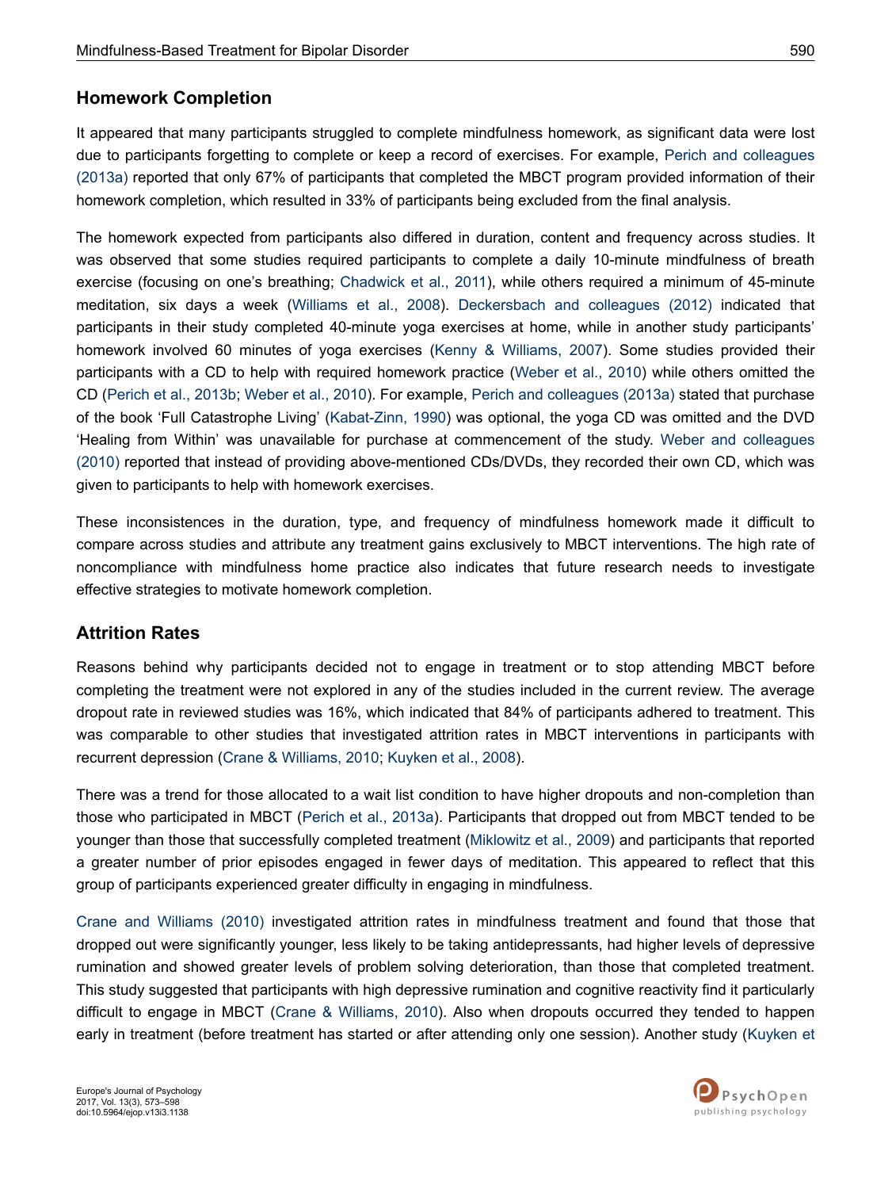## Homework Completion

It appeared that many participants struggled to complete mindfulness homework, as significant data were lost due to participants forgetting to complete or keep a record of exercises. For example, Perich and colleagues (2013a) reported that only 67% of participants that completed the MBCT program provided information of their homework completion, which resulted in 33% of participants being excluded from the final analysis.

The homework expected from participants also differed in duration, content and frequency across studies. It was observed that some studies required participants to complete a daily 10-minute mindfulness of breath exercise (focusing on one's breathing; Chadwick et al., 2011), while others required a minimum of 45-minute meditation, six days a week (Williams et al., 2008). Deckersbach and colleagues (2012) indicated that participants in their study completed 40-minute yoga exercises at home, while in another study participants' homework involved 60 minutes of yoga exercises (Kenny & Williams, 2007). Some studies provided their participants with a CD to help with required homework practice (Weber et al., 2010) while others omitted the CD (Perich et al., 2013b; Weber et al., 2010). For example, Perich and colleagues (2013a) stated that purchase of the book 'Full Catastrophe Living' (Kabat-Zinn, 1990) was optional, the yoga CD was omitted and the DVD 'Healing from Within' was unavailable for purchase at commencement of the study. Weber and colleagues (2010) reported that instead of providing above-mentioned CDs/DVDs, they recorded their own CD, which was given to participants to help with homework exercises.

These inconsistences in the duration, type, and frequency of mindfulness homework made it difficult to compare across studies and attribute any treatment gains exclusively to MBCT interventions. The high rate of noncompliance with mindfulness home practice also indicates that future research needs to investigate effective strategies to motivate homework completion.

## Attrition Rates

Reasons behind why participants decided not to engage in treatment or to stop attending MBCT before completing the treatment were not explored in any of the studies included in the current review. The average dropout rate in reviewed studies was 16%, which indicated that 84% of participants adhered to treatment. This was comparable to other studies that investigated attrition rates in MBCT interventions in participants with recurrent depression (Crane & Williams, 2010; Kuyken et al., 2008).

There was a trend for those allocated to a wait list condition to have higher dropouts and non-completion than those who participated in MBCT (Perich et al., 2013a). Participants that dropped out from MBCT tended to be younger than those that successfully completed treatment (Miklowitz et al., 2009) and participants that reported a greater number of prior episodes engaged in fewer days of meditation. This appeared to reflect that this group of participants experienced greater difficulty in engaging in mindfulness.

Crane and Williams (2010) investigated attrition rates in mindfulness treatment and found that those that dropped out were significantly younger, less likely to be taking antidepressants, had higher levels of depressive rumination and showed greater levels of problem solving deterioration, than those that completed treatment. This study suggested that participants with high depressive rumination and cognitive reactivity find it particularly difficult to engage in MBCT (Crane & Williams, 2010). Also when dropouts occurred they tended to happen early in treatment (before treatment has started or after attending only one session). Another study (Kuyken et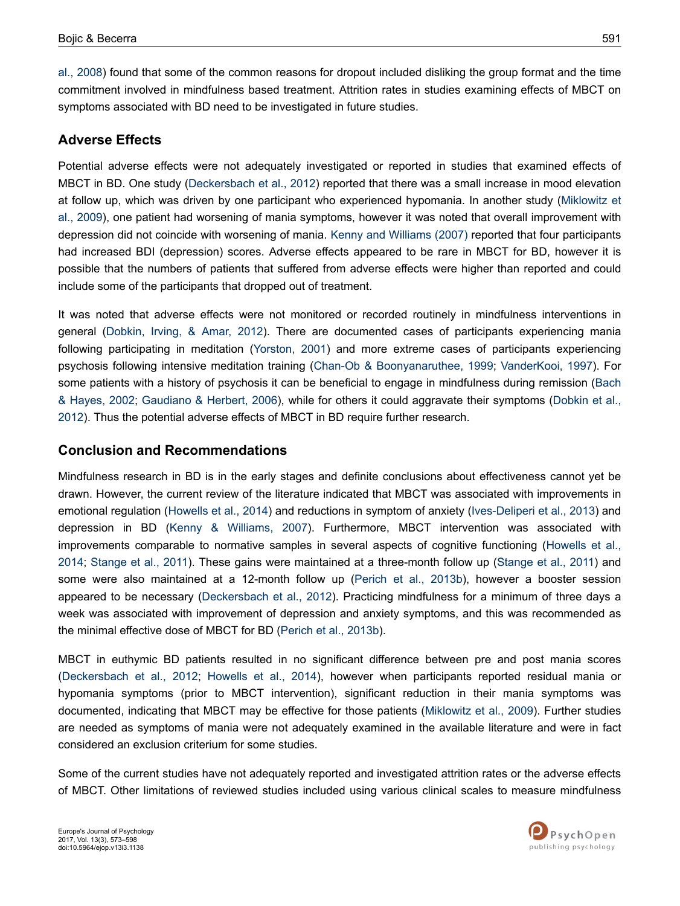al., 2008) found that some of the common reasons for dropout included disliking the group format and the time commitment involved in mindfulness based treatment. Attrition rates in studies examining effects of MBCT on symptoms associated with BD need to be investigated in future studies.

## Adverse Effects

Potential adverse effects were not adequately investigated or reported in studies that examined effects of MBCT in BD. One study (Deckersbach et al., 2012) reported that there was a small increase in mood elevation at follow up, which was driven by one participant who experienced hypomania. In another study (Miklowitz et al., 2009), one patient had worsening of mania symptoms, however it was noted that overall improvement with depression did not coincide with worsening of mania. Kenny and Williams (2007) reported that four participants had increased BDI (depression) scores. Adverse effects appeared to be rare in MBCT for BD, however it is possible that the numbers of patients that suffered from adverse effects were higher than reported and could include some of the participants that dropped out of treatment.

It was noted that adverse effects were not monitored or recorded routinely in mindfulness interventions in general (Dobkin, Irving, & Amar, 2012). There are documented cases of participants experiencing mania following participating in meditation (Yorston, 2001) and more extreme cases of participants experiencing psychosis following intensive meditation training (Chan-Ob & Boonyanaruthee, 1999; VanderKooi, 1997). For some patients with a history of psychosis it can be beneficial to engage in mindfulness during remission (Bach & Hayes, 2002; Gaudiano & Herbert, 2006), while for others it could aggravate their symptoms (Dobkin et al., 2012). Thus the potential adverse effects of MBCT in BD require further research.

## Conclusion and Recommendations

Mindfulness research in BD is in the early stages and definite conclusions about effectiveness cannot yet be drawn. However, the current review of the literature indicated that MBCT was associated with improvements in emotional regulation (Howells et al., 2014) and reductions in symptom of anxiety (Ives-Deliperi et al., 2013) and depression in BD (Kenny & Williams, 2007). Furthermore, MBCT intervention was associated with improvements comparable to normative samples in several aspects of cognitive functioning (Howells et al., 2014; Stange et al., 2011). These gains were maintained at a three-month follow up (Stange et al., 2011) and some were also maintained at a 12-month follow up (Perich et al., 2013b), however a booster session appeared to be necessary (Deckersbach et al., 2012). Practicing mindfulness for a minimum of three days a week was associated with improvement of depression and anxiety symptoms, and this was recommended as the minimal effective dose of MBCT for BD (Perich et al., 2013b).

MBCT in euthymic BD patients resulted in no significant difference between pre and post mania scores (Deckersbach et al., 2012; Howells et al., 2014), however when participants reported residual mania or hypomania symptoms (prior to MBCT intervention), significant reduction in their mania symptoms was documented, indicating that MBCT may be effective for those patients (Miklowitz et al., 2009). Further studies are needed as symptoms of mania were not adequately examined in the available literature and were in fact considered an exclusion criterium for some studies.

Some of the current studies have not adequately reported and investigated attrition rates or the adverse effects of MBCT. Other limitations of reviewed studies included using various clinical scales to measure mindfulness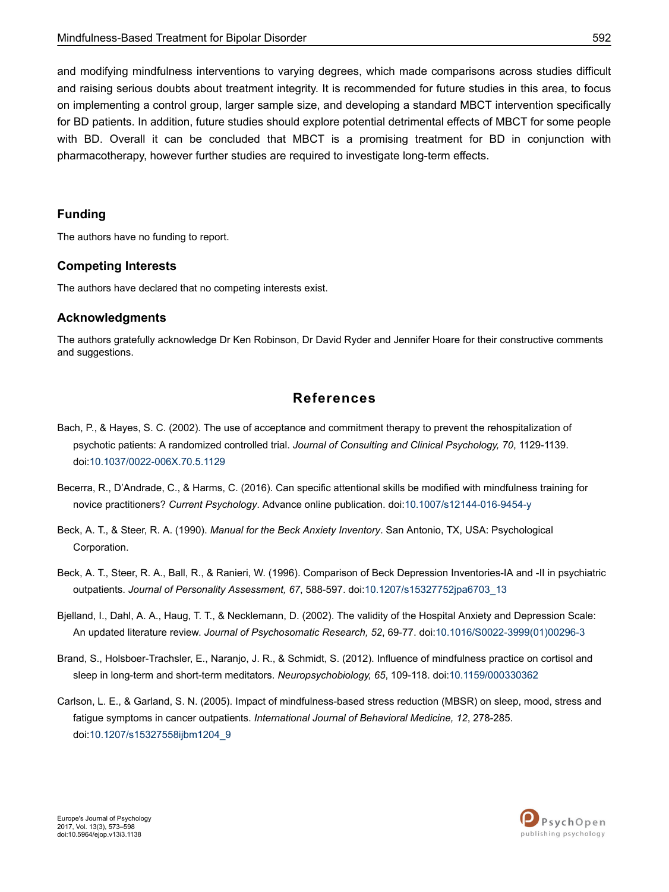and modifying mindfulness interventions to varying degrees, which made comparisons across studies difficult and raising serious doubts about treatment integrity. It is recommended for future studies in this area, to focus on implementing a control group, larger sample size, and developing a standard MBCT intervention specifically for BD patients. In addition, future studies should explore potential detrimental effects of MBCT for some people with BD. Overall it can be concluded that MBCT is a promising treatment for BD in conjunction with pharmacotherapy, however further studies are required to investigate long-term effects.

## Funding

The authors have no funding to report.

## Competing Interests

The authors have declared that no competing interests exist.

## Acknowledgments

The authors gratefully acknowledge Dr Ken Robinson, Dr David Ryder and Jennifer Hoare for their constructive comments and suggestions.

## References

Bach, P., & Hayes, S. C. (2002). The use of acceptance and commitment therapy to prevent the rehospitalization of psychotic patients: A randomized controlled trial. *Journal of Consulting and Clinical Psychology, 70*, 1129-1139. doi:10.1037/0022-006X.70.5.1129

Becerra, R., D'Andrade, C., & Harms, C. (2016). Can specific attentional skills be modified with mindfulness training for novice practitioners? *Current Psychology*. Advance online publication. doi:10.1007/s12144-016-9454-y

Beck, A. T., & Steer, R. A. (1990). *Manual for the Beck Anxiety Inventory*. San Antonio, TX, USA: Psychological Corporation.

Beck, A. T., Steer, R. A., Ball, R., & Ranieri, W. (1996). Comparison of Beck Depression Inventories-IA and -II in psychiatric outpatients. *Journal of Personality Assessment, 67*, 588-597. doi:10.1207/s15327752jpa6703_13

Bjelland, I., Dahl, A. A., Haug, T. T., & Necklemann, D. (2002). The validity of the Hospital Anxiety and Depression Scale: An updated literature review. *Journal of Psychosomatic Research, 52*, 69-77. doi:10.1016/S0022-3999(01)00296-3

Brand, S., Holsboer-Trachsler, E., Naranjo, J. R., & Schmidt, S. (2012). Influence of mindfulness practice on cortisol and sleep in long-term and short-term meditators. *Neuropsychobiology, 65*, 109-118. doi:10.1159/000330362

Carlson, L. E., & Garland, S. N. (2005). Impact of mindfulness-based stress reduction (MBSR) on sleep, mood, stress and fatigue symptoms in cancer outpatients. *International Journal of Behavioral Medicine, 12*, 278-285. doi:10.1207/s15327558ijbm1204_9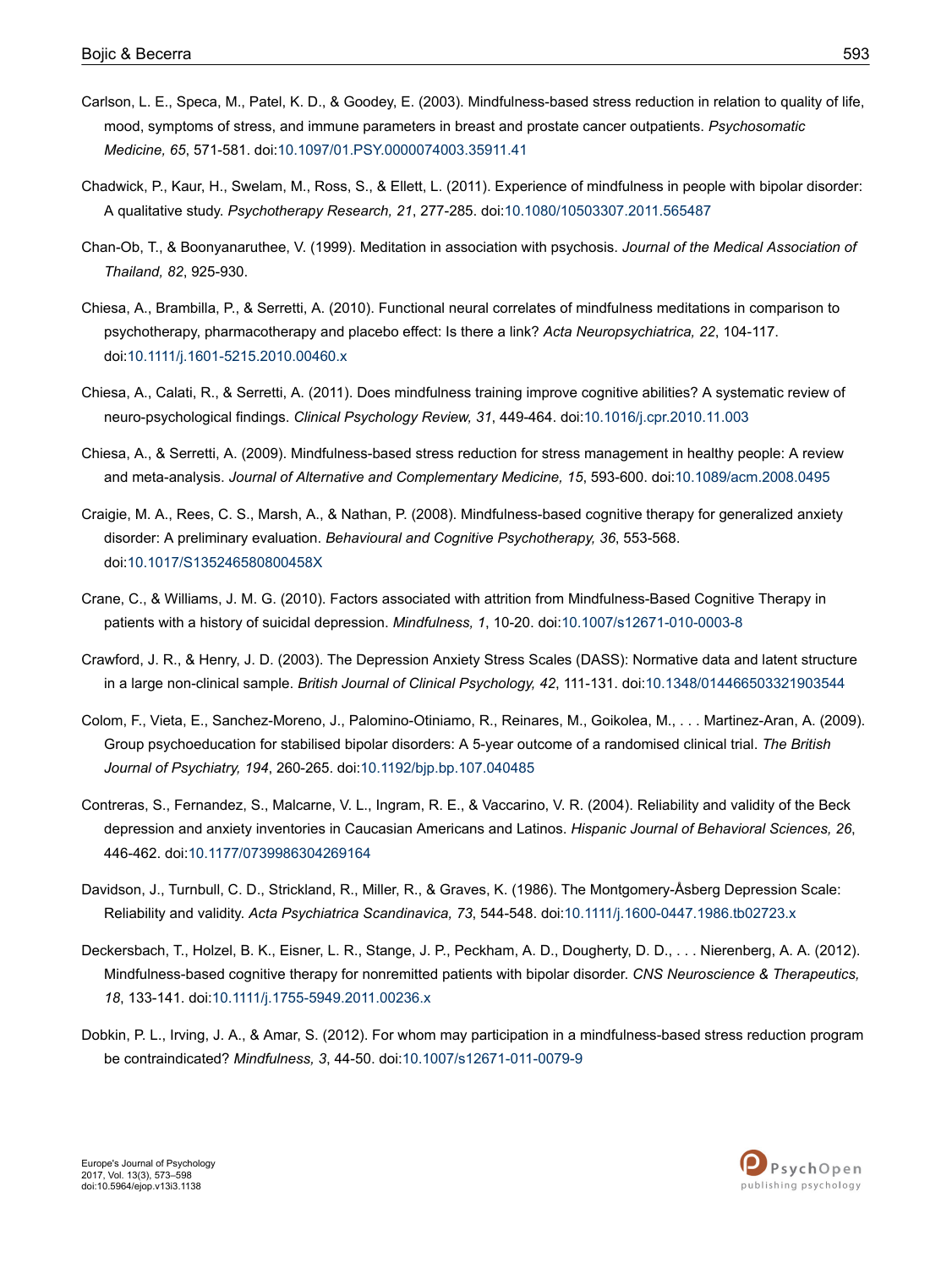Carlson, L. E., Speca, M., Patel, K. D., & Goodey, E. (2003). Mindfulness-based stress reduction in relation to quality of life, mood, symptoms of stress, and immune parameters in breast and prostate cancer outpatients. *Psychosomatic Medicine, 65*, 571-581. doi:10.1097/01.PSY.0000074003.35911.41

Chadwick, P., Kaur, H., Swelam, M., Ross, S., & Ellett, L. (2011). Experience of mindfulness in people with bipolar disorder: A qualitative study. *Psychotherapy Research, 21*, 277-285. doi:10.1080/10503307.2011.565487

Chan-Ob, T., & Boonyanaruthee, V. (1999). Meditation in association with psychosis. *Journal of the Medical Association of Thailand, 82*, 925-930.

Chiesa, A., Brambilla, P., & Serretti, A. (2010). Functional neural correlates of mindfulness meditations in comparison to psychotherapy, pharmacotherapy and placebo effect: Is there a link? *Acta Neuropsychiatrica, 22*, 104-117. doi:10.1111/j.1601-5215.2010.00460.x

Chiesa, A., Calati, R., & Serretti, A. (2011). Does mindfulness training improve cognitive abilities? A systematic review of neuro-psychological findings. *Clinical Psychology Review, 31*, 449-464. doi:10.1016/j.cpr.2010.11.003

Chiesa, A., & Serretti, A. (2009). Mindfulness-based stress reduction for stress management in healthy people: A review and meta-analysis. *Journal of Alternative and Complementary Medicine, 15*, 593-600. doi:10.1089/acm.2008.0495

Craigie, M. A., Rees, C. S., Marsh, A., & Nathan, P. (2008). Mindfulness-based cognitive therapy for generalized anxiety disorder: A preliminary evaluation. *Behavioural and Cognitive Psychotherapy, 36*, 553-568. doi:10.1017/S135246580800458X

Crane, C., & Williams, J. M. G. (2010). Factors associated with attrition from Mindfulness-Based Cognitive Therapy in patients with a history of suicidal depression. *Mindfulness, 1*, 10-20. doi:10.1007/s12671-010-0003-8

Crawford, J. R., & Henry, J. D. (2003). The Depression Anxiety Stress Scales (DASS): Normative data and latent structure in a large non-clinical sample. *British Journal of Clinical Psychology, 42*, 111-131. doi:10.1348/014466503321903544

Colom, F., Vieta, E., Sanchez-Moreno, J., Palomino-Otiniamo, R., Reinares, M., Goikolea, M., . . . Martinez-Aran, A. (2009). Group psychoeducation for stabilised bipolar disorders: A 5-year outcome of a randomised clinical trial. *The British Journal of Psychiatry, 194*, 260-265. doi:10.1192/bjp.bp.107.040485

Contreras, S., Fernandez, S., Malcarne, V. L., Ingram, R. E., & Vaccarino, V. R. (2004). Reliability and validity of the Beck depression and anxiety inventories in Caucasian Americans and Latinos. *Hispanic Journal of Behavioral Sciences, 26*, 446-462. doi:10.1177/0739986304269164

Davidson, J., Turnbull, C. D., Strickland, R., Miller, R., & Graves, K. (1986). The Montgomery-Åsberg Depression Scale: Reliability and validity. *Acta Psychiatrica Scandinavica, 73*, 544-548. doi:10.1111/j.1600-0447.1986.tb02723.x

Deckersbach, T., Holzel, B. K., Eisner, L. R., Stange, J. P., Peckham, A. D., Dougherty, D. D., . . . Nierenberg, A. A. (2012). Mindfulness-based cognitive therapy for nonremitted patients with bipolar disorder. *CNS Neuroscience & Therapeutics, 18*, 133-141. doi:10.1111/j.1755-5949.2011.00236.x

Dobkin, P. L., Irving, J. A., & Amar, S. (2012). For whom may participation in a mindfulness-based stress reduction program be contraindicated? *Mindfulness, 3*, 44-50. doi:10.1007/s12671-011-0079-9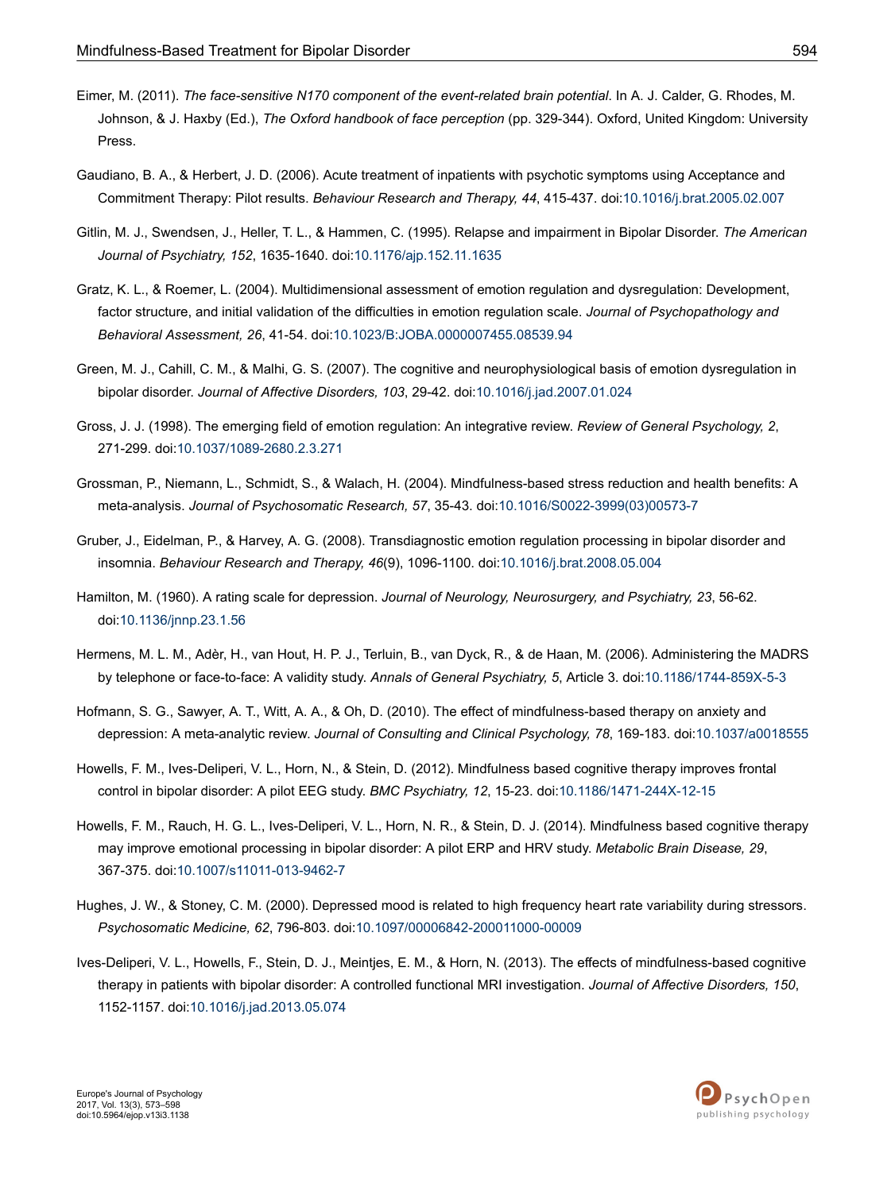Eimer, M. (2011). *The face-sensitive N170 component of the event-related brain potential*. In A. J. Calder, G. Rhodes, M. Johnson, & J. Haxby (Ed.), *The Oxford handbook of face perception* (pp. 329-344). Oxford, United Kingdom: University Press.

Gaudiano, B. A., & Herbert, J. D. (2006). Acute treatment of inpatients with psychotic symptoms using Acceptance and Commitment Therapy: Pilot results. *Behaviour Research and Therapy, 44*, 415-437. doi:10.1016/j.brat.2005.02.007

Gitlin, M. J., Swendsen, J., Heller, T. L., & Hammen, C. (1995). Relapse and impairment in Bipolar Disorder. *The American Journal of Psychiatry, 152*, 1635-1640. doi:10.1176/ajp.152.11.1635

Gratz, K. L., & Roemer, L. (2004). Multidimensional assessment of emotion regulation and dysregulation: Development, factor structure, and initial validation of the difficulties in emotion regulation scale. *Journal of Psychopathology and Behavioral Assessment, 26*, 41-54. doi:10.1023/B:JOBA.0000007455.08539.94

Green, M. J., Cahill, C. M., & Malhi, G. S. (2007). The cognitive and neurophysiological basis of emotion dysregulation in bipolar disorder. *Journal of Affective Disorders, 103*, 29-42. doi:10.1016/j.jad.2007.01.024

Gross, J. J. (1998). The emerging field of emotion regulation: An integrative review. *Review of General Psychology, 2*, 271-299. doi:10.1037/1089-2680.2.3.271

Grossman, P., Niemann, L., Schmidt, S., & Walach, H. (2004). Mindfulness-based stress reduction and health benefits: A meta-analysis. *Journal of Psychosomatic Research, 57*, 35-43. doi:10.1016/S0022-3999(03)00573-7

Gruber, J., Eidelman, P., & Harvey, A. G. (2008). Transdiagnostic emotion regulation processing in bipolar disorder and insomnia. *Behaviour Research and Therapy, 46*(9), 1096-1100. doi:10.1016/j.brat.2008.05.004

Hamilton, M. (1960). A rating scale for depression. *Journal of Neurology, Neurosurgery, and Psychiatry, 23*, 56-62. doi:10.1136/jnnp.23.1.56

Hermens, M. L. M., Adèr, H., van Hout, H. P. J., Terluin, B., van Dyck, R., & de Haan, M. (2006). Administering the MADRS by telephone or face-to-face: A validity study. *Annals of General Psychiatry, 5*, Article 3. doi:10.1186/1744-859X-5-3

Hofmann, S. G., Sawyer, A. T., Witt, A. A., & Oh, D. (2010). The effect of mindfulness-based therapy on anxiety and depression: A meta-analytic review. *Journal of Consulting and Clinical Psychology, 78*, 169-183. doi:10.1037/a0018555

Howells, F. M., Ives-Deliperi, V. L., Horn, N., & Stein, D. (2012). Mindfulness based cognitive therapy improves frontal control in bipolar disorder: A pilot EEG study. *BMC Psychiatry, 12*, 15-23. doi:10.1186/1471-244X-12-15

Howells, F. M., Rauch, H. G. L., Ives-Deliperi, V. L., Horn, N. R., & Stein, D. J. (2014). Mindfulness based cognitive therapy may improve emotional processing in bipolar disorder: A pilot ERP and HRV study. *Metabolic Brain Disease, 29*, 367-375. doi:10.1007/s11011-013-9462-7

Hughes, J. W., & Stoney, C. M. (2000). Depressed mood is related to high frequency heart rate variability during stressors. *Psychosomatic Medicine, 62*, 796-803. doi:10.1097/00006842-200011000-00009

Ives-Deliperi, V. L., Howells, F., Stein, D. J., Meintjes, E. M., & Horn, N. (2013). The effects of mindfulness-based cognitive therapy in patients with bipolar disorder: A controlled functional MRI investigation. *Journal of Affective Disorders, 150*, 1152-1157. doi:10.1016/j.jad.2013.05.074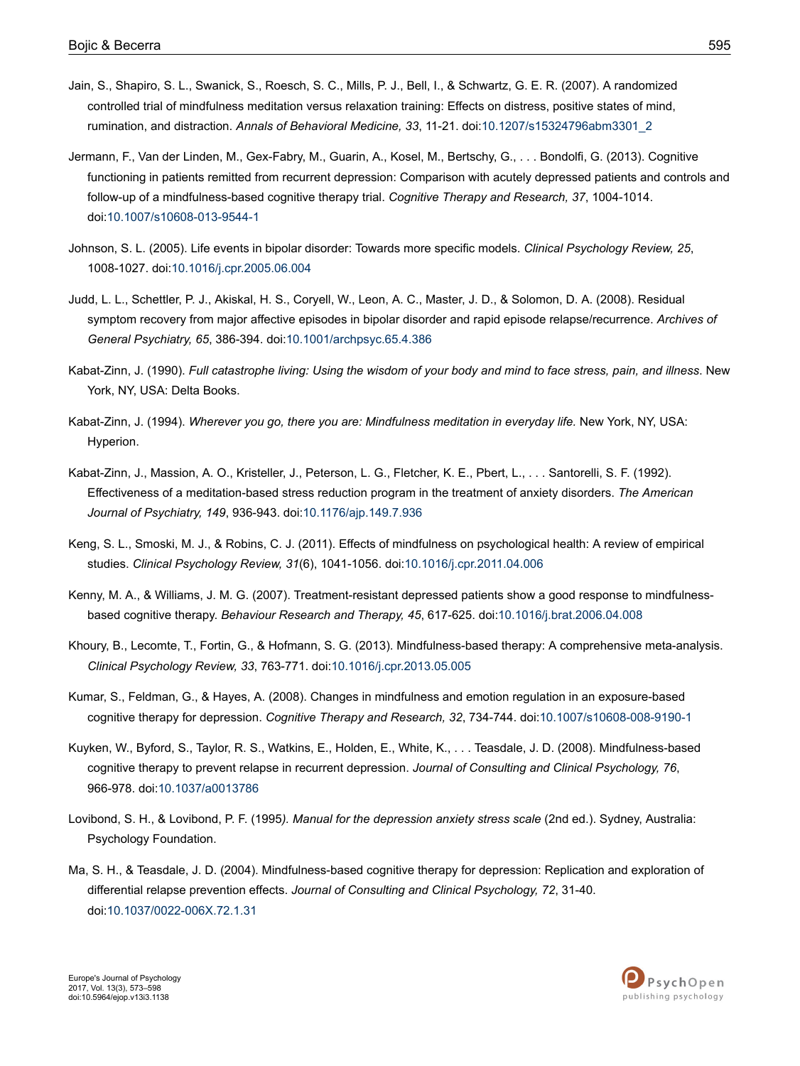Jain, S., Shapiro, S. L., Swanick, S., Roesch, S. C., Mills, P. J., Bell, I., & Schwartz, G. E. R. (2007). A randomized controlled trial of mindfulness meditation versus relaxation training: Effects on distress, positive states of mind, rumination, and distraction. *Annals of Behavioral Medicine, 33*, 11-21. doi:10.1207/s15324796abm3301_2

Jermann, F., Van der Linden, M., Gex-Fabry, M., Guarin, A., Kosel, M., Bertschy, G., . . . Bondolfi, G. (2013). Cognitive functioning in patients remitted from recurrent depression: Comparison with acutely depressed patients and controls and follow-up of a mindfulness-based cognitive therapy trial. *Cognitive Therapy and Research, 37*, 1004-1014. doi:10.1007/s10608-013-9544-1

Johnson, S. L. (2005). Life events in bipolar disorder: Towards more specific models. *Clinical Psychology Review, 25*, 1008-1027. doi:10.1016/j.cpr.2005.06.004

Judd, L. L., Schettler, P. J., Akiskal, H. S., Coryell, W., Leon, A. C., Master, J. D., & Solomon, D. A. (2008). Residual symptom recovery from major affective episodes in bipolar disorder and rapid episode relapse/recurrence. *Archives of General Psychiatry, 65*, 386-394. doi:10.1001/archpsyc.65.4.386

Kabat-Zinn, J. (1990). *Full catastrophe living: Using the wisdom of your body and mind to face stress, pain, and illness*. New York, NY, USA: Delta Books.

Kabat-Zinn, J. (1994). *Wherever you go, there you are: Mindfulness meditation in everyday life.* New York, NY, USA: Hyperion.

Kabat-Zinn, J., Massion, A. O., Kristeller, J., Peterson, L. G., Fletcher, K. E., Pbert, L., . . . Santorelli, S. F. (1992). Effectiveness of a meditation-based stress reduction program in the treatment of anxiety disorders. *The American Journal of Psychiatry, 149*, 936-943. doi:10.1176/ajp.149.7.936

Keng, S. L., Smoski, M. J., & Robins, C. J. (2011). Effects of mindfulness on psychological health: A review of empirical studies. *Clinical Psychology Review, 31*(6), 1041-1056. doi:10.1016/j.cpr.2011.04.006

Kenny, M. A., & Williams, J. M. G. (2007). Treatment-resistant depressed patients show a good response to mindfulness-based cognitive therapy. *Behaviour Research and Therapy, 45*, 617-625. doi:10.1016/j.brat.2006.04.008

Khoury, B., Lecomte, T., Fortin, G., & Hofmann, S. G. (2013). Mindfulness-based therapy: A comprehensive meta-analysis. *Clinical Psychology Review, 33*, 763-771. doi:10.1016/j.cpr.2013.05.005

Kumar, S., Feldman, G., & Hayes, A. (2008). Changes in mindfulness and emotion regulation in an exposure-based cognitive therapy for depression. *Cognitive Therapy and Research, 32*, 734-744. doi:10.1007/s10608-008-9190-1

Kuyken, W., Byford, S., Taylor, R. S., Watkins, E., Holden, E., White, K., . . . Teasdale, J. D. (2008). Mindfulness-based cognitive therapy to prevent relapse in recurrent depression. *Journal of Consulting and Clinical Psychology, 76*, 966-978. doi:10.1037/a0013786

Lovibond, S. H., & Lovibond, P. F. (1995*). Manual for the depression anxiety stress scale* (2nd ed.). Sydney, Australia: Psychology Foundation.

Ma, S. H., & Teasdale, J. D. (2004). Mindfulness-based cognitive therapy for depression: Replication and exploration of differential relapse prevention effects. *Journal of Consulting and Clinical Psychology, 72*, 31-40. doi:10.1037/0022-006X.72.1.31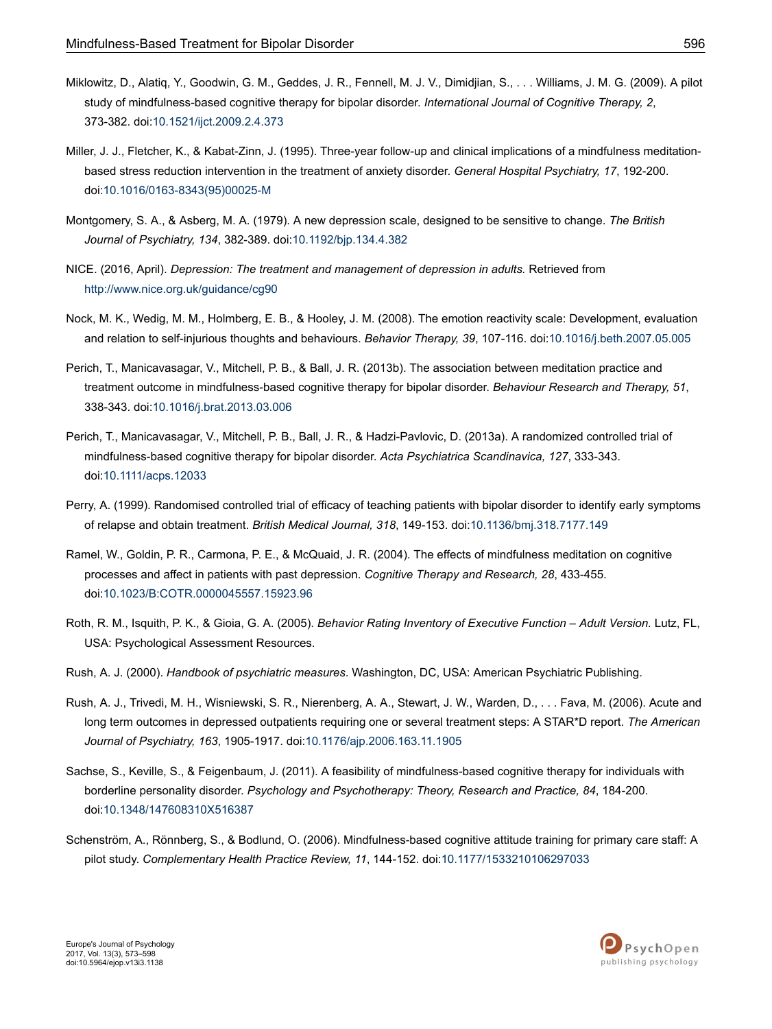Miklowitz, D., Alatiq, Y., Goodwin, G. M., Geddes, J. R., Fennell, M. J. V., Dimidjian, S., . . . Williams, J. M. G. (2009). A pilot study of mindfulness-based cognitive therapy for bipolar disorder. *International Journal of Cognitive Therapy, 2*, 373-382. doi:10.1521/ijct.2009.2.4.373

Miller, J. J., Fletcher, K., & Kabat-Zinn, J. (1995). Three-year follow-up and clinical implications of a mindfulness meditation-based stress reduction intervention in the treatment of anxiety disorder. *General Hospital Psychiatry, 17*, 192-200. doi:10.1016/0163-8343(95)00025-M

Montgomery, S. A., & Asberg, M. A. (1979). A new depression scale, designed to be sensitive to change. *The British Journal of Psychiatry, 134*, 382-389. doi:10.1192/bjp.134.4.382

NICE. (2016, April). *Depression: The treatment and management of depression in adults.* Retrieved from http://www.nice.org.uk/guidance/cg90

Nock, M. K., Wedig, M. M., Holmberg, E. B., & Hooley, J. M. (2008). The emotion reactivity scale: Development, evaluation and relation to self-injurious thoughts and behaviours. *Behavior Therapy, 39*, 107-116. doi:10.1016/j.beth.2007.05.005

Perich, T., Manicavasagar, V., Mitchell, P. B., & Ball, J. R. (2013b). The association between meditation practice and treatment outcome in mindfulness-based cognitive therapy for bipolar disorder. *Behaviour Research and Therapy, 51*, 338-343. doi:10.1016/j.brat.2013.03.006

Perich, T., Manicavasagar, V., Mitchell, P. B., Ball, J. R., & Hadzi-Pavlovic, D. (2013a). A randomized controlled trial of mindfulness-based cognitive therapy for bipolar disorder. *Acta Psychiatrica Scandinavica, 127*, 333-343. doi:10.1111/acps.12033

Perry, A. (1999). Randomised controlled trial of efficacy of teaching patients with bipolar disorder to identify early symptoms of relapse and obtain treatment. *British Medical Journal, 318*, 149-153. doi:10.1136/bmj.318.7177.149

Ramel, W., Goldin, P. R., Carmona, P. E., & McQuaid, J. R. (2004). The effects of mindfulness meditation on cognitive processes and affect in patients with past depression. *Cognitive Therapy and Research, 28*, 433-455. doi:10.1023/B:COTR.0000045557.15923.96

Roth, R. M., Isquith, P. K., & Gioia, G. A. (2005). *Behavior Rating Inventory of Executive Function – Adult Version.* Lutz, FL, USA: Psychological Assessment Resources.

Rush, A. J. (2000). *Handbook of psychiatric measures*. Washington, DC, USA: American Psychiatric Publishing.

Rush, A. J., Trivedi, M. H., Wisniewski, S. R., Nierenberg, A. A., Stewart, J. W., Warden, D., . . . Fava, M. (2006). Acute and long term outcomes in depressed outpatients requiring one or several treatment steps: A STAR*D report. *The American Journal of Psychiatry, 163*, 1905-1917. doi:10.1176/ajp.2006.163.11.1905

Sachse, S., Keville, S., & Feigenbaum, J. (2011). A feasibility of mindfulness-based cognitive therapy for individuals with borderline personality disorder. *Psychology and Psychotherapy: Theory, Research and Practice, 84*, 184-200. doi:10.1348/147608310X516387

Schenström, A., Rönnberg, S., & Bodlund, O. (2006). Mindfulness-based cognitive attitude training for primary care staff: A pilot study. *Complementary Health Practice Review, 11*, 144-152. doi:10.1177/1533210106297033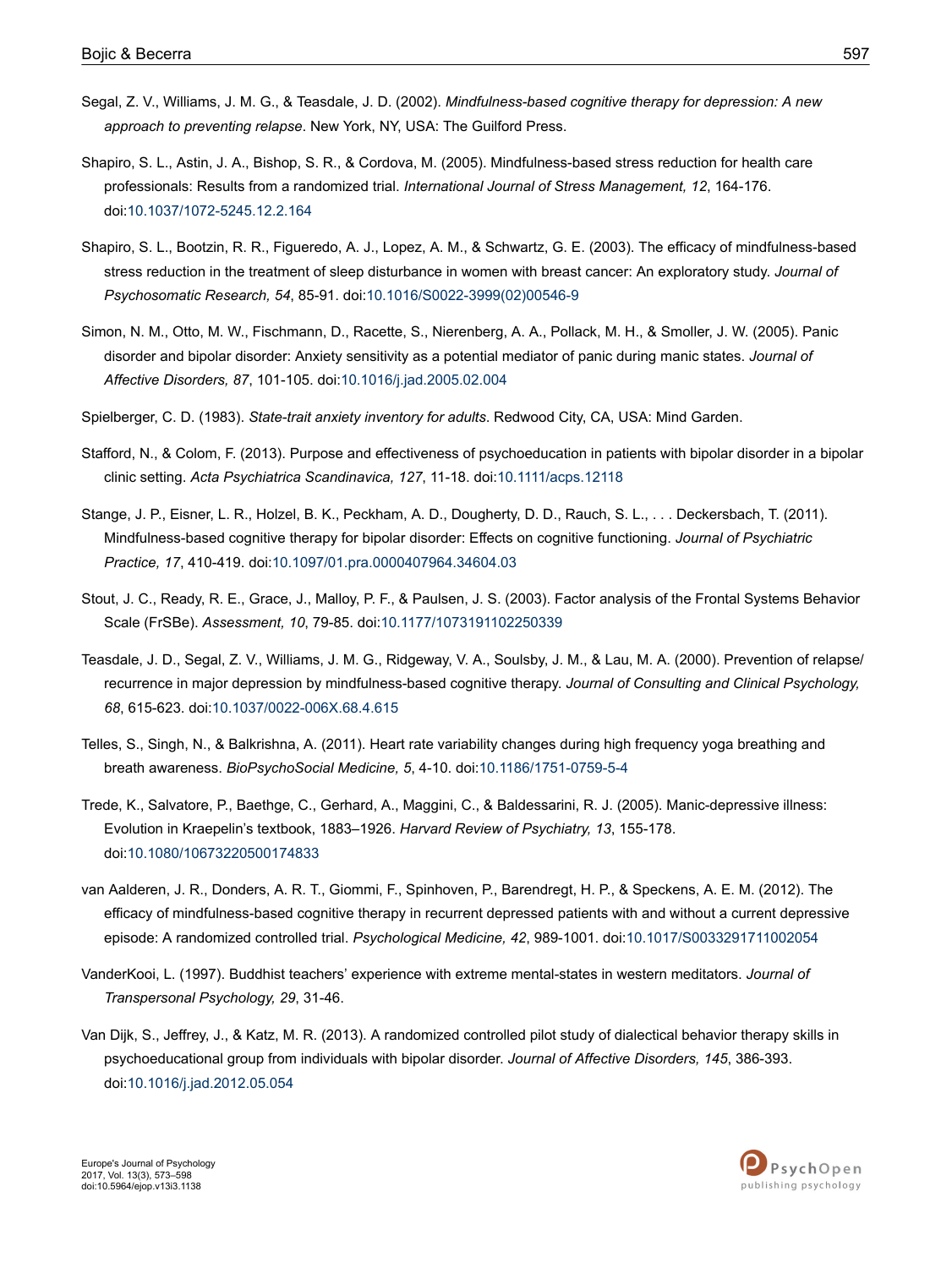Segal, Z. V., Williams, J. M. G., & Teasdale, J. D. (2002). *Mindfulness-based cognitive therapy for depression: A new approach to preventing relapse*. New York, NY, USA: The Guilford Press.

Shapiro, S. L., Astin, J. A., Bishop, S. R., & Cordova, M. (2005). Mindfulness-based stress reduction for health care professionals: Results from a randomized trial. *International Journal of Stress Management, 12*, 164-176. doi:10.1037/1072-5245.12.2.164

Shapiro, S. L., Bootzin, R. R., Figueredo, A. J., Lopez, A. M., & Schwartz, G. E. (2003). The efficacy of mindfulness-based stress reduction in the treatment of sleep disturbance in women with breast cancer: An exploratory study. *Journal of Psychosomatic Research, 54*, 85-91. doi:10.1016/S0022-3999(02)00546-9

Simon, N. M., Otto, M. W., Fischmann, D., Racette, S., Nierenberg, A. A., Pollack, M. H., & Smoller, J. W. (2005). Panic disorder and bipolar disorder: Anxiety sensitivity as a potential mediator of panic during manic states. *Journal of Affective Disorders, 87*, 101-105. doi:10.1016/j.jad.2005.02.004

Spielberger, C. D. (1983). *State-trait anxiety inventory for adults*. Redwood City, CA, USA: Mind Garden.

Stafford, N., & Colom, F. (2013). Purpose and effectiveness of psychoeducation in patients with bipolar disorder in a bipolar clinic setting. *Acta Psychiatrica Scandinavica, 127*, 11-18. doi:10.1111/acps.12118

Stange, J. P., Eisner, L. R., Holzel, B. K., Peckham, A. D., Dougherty, D. D., Rauch, S. L., . . . Deckersbach, T. (2011). Mindfulness-based cognitive therapy for bipolar disorder: Effects on cognitive functioning. *Journal of Psychiatric Practice, 17*, 410-419. doi:10.1097/01.pra.0000407964.34604.03

Stout, J. C., Ready, R. E., Grace, J., Malloy, P. F., & Paulsen, J. S. (2003). Factor analysis of the Frontal Systems Behavior Scale (FrSBe). *Assessment, 10*, 79-85. doi:10.1177/1073191102250339

Teasdale, J. D., Segal, Z. V., Williams, J. M. G., Ridgeway, V. A., Soulsby, J. M., & Lau, M. A. (2000). Prevention of relapse/recurrence in major depression by mindfulness-based cognitive therapy. *Journal of Consulting and Clinical Psychology, 68*, 615-623. doi:10.1037/0022-006X.68.4.615

Telles, S., Singh, N., & Balkrishna, A. (2011). Heart rate variability changes during high frequency yoga breathing and breath awareness. *BioPsychoSocial Medicine, 5*, 4-10. doi:10.1186/1751-0759-5-4

Trede, K., Salvatore, P., Baethge, C., Gerhard, A., Maggini, C., & Baldessarini, R. J. (2005). Manic-depressive illness: Evolution in Kraepelin's textbook, 1883–1926. *Harvard Review of Psychiatry, 13*, 155-178. doi:10.1080/10673220500174833

van Aalderen, J. R., Donders, A. R. T., Giommi, F., Spinhoven, P., Barendregt, H. P., & Speckens, A. E. M. (2012). The efficacy of mindfulness-based cognitive therapy in recurrent depressed patients with and without a current depressive episode: A randomized controlled trial. *Psychological Medicine, 42*, 989-1001. doi:10.1017/S0033291711002054

VanderKooi, L. (1997). Buddhist teachers' experience with extreme mental-states in western meditators. *Journal of Transpersonal Psychology, 29*, 31-46.

Van Dijk, S., Jeffrey, J., & Katz, M. R. (2013). A randomized controlled pilot study of dialectical behavior therapy skills in psychoeducational group from individuals with bipolar disorder. *Journal of Affective Disorders, 145*, 386-393. doi:10.1016/j.jad.2012.05.054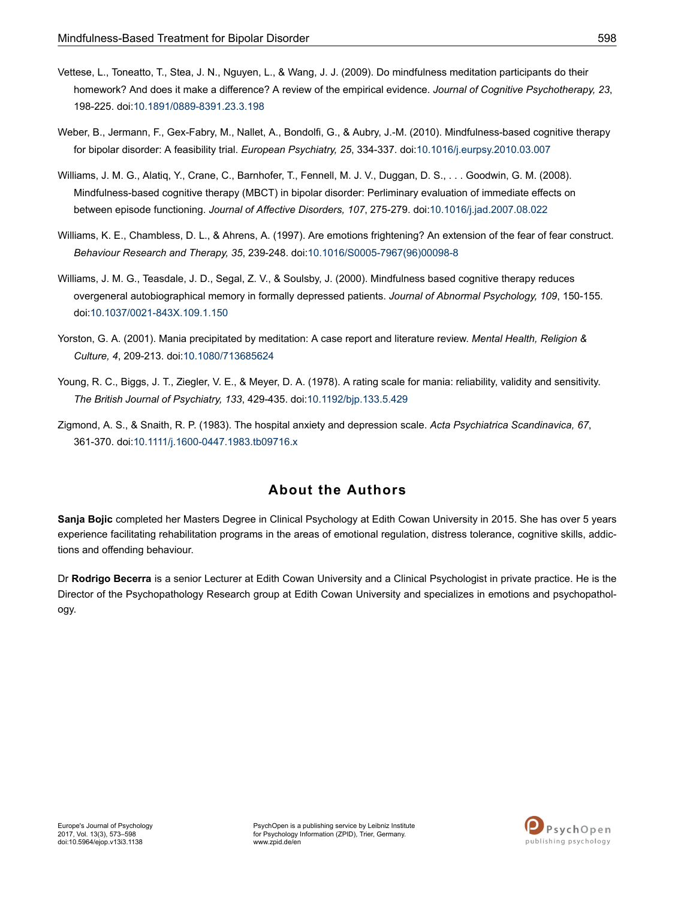Vettese, L., Toneatto, T., Stea, J. N., Nguyen, L., & Wang, J. J. (2009). Do mindfulness meditation participants do their homework? And does it make a difference? A review of the empirical evidence. *Journal of Cognitive Psychotherapy, 23*, 198-225. doi:10.1891/0889-8391.23.3.198

Weber, B., Jermann, F., Gex-Fabry, M., Nallet, A., Bondolfi, G., & Aubry, J.-M. (2010). Mindfulness-based cognitive therapy for bipolar disorder: A feasibility trial. *European Psychiatry, 25*, 334-337. doi:10.1016/j.eurpsy.2010.03.007

Williams, J. M. G., Alatiq, Y., Crane, C., Barnhofer, T., Fennell, M. J. V., Duggan, D. S., . . . Goodwin, G. M. (2008). Mindfulness-based cognitive therapy (MBCT) in bipolar disorder: Perliminary evaluation of immediate effects on between episode functioning. *Journal of Affective Disorders, 107*, 275-279. doi:10.1016/j.jad.2007.08.022

Williams, K. E., Chambless, D. L., & Ahrens, A. (1997). Are emotions frightening? An extension of the fear of fear construct. *Behaviour Research and Therapy, 35*, 239-248. doi:10.1016/S0005-7967(96)00098-8

Williams, J. M. G., Teasdale, J. D., Segal, Z. V., & Soulsby, J. (2000). Mindfulness based cognitive therapy reduces overgeneral autobiographical memory in formally depressed patients. *Journal of Abnormal Psychology, 109*, 150-155. doi:10.1037/0021-843X.109.1.150

Yorston, G. A. (2001). Mania precipitated by meditation: A case report and literature review. *Mental Health, Religion & Culture, 4*, 209-213. doi:10.1080/713685624

Young, R. C., Biggs, J. T., Ziegler, V. E., & Meyer, D. A. (1978). A rating scale for mania: reliability, validity and sensitivity. *The British Journal of Psychiatry, 133*, 429-435. doi:10.1192/bjp.133.5.429

Zigmond, A. S., & Snaith, R. P. (1983). The hospital anxiety and depression scale. *Acta Psychiatrica Scandinavica, 67*, 361-370. doi:10.1111/j.1600-0447.1983.tb09716.x

## About the Authors

**Sanja Bojic** completed her Masters Degree in Clinical Psychology at Edith Cowan University in 2015. She has over 5 years experience facilitating rehabilitation programs in the areas of emotional regulation, distress tolerance, cognitive skills, addictions and offending behaviour.

Dr **Rodrigo Becerra** is a senior Lecturer at Edith Cowan University and a Clinical Psychologist in private practice. He is the Director of the Psychopathology Research group at Edith Cowan University and specializes in emotions and psychopathology.